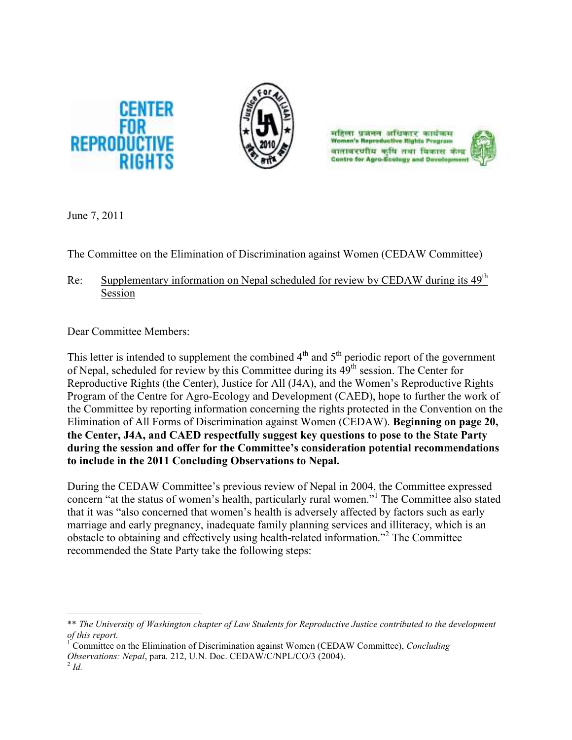June 7, 2011

The Committee on the Elimination of Discrimination against Women (CEDAW Committee)

Re: Supplementary information on Nepal scheduled for review by CEDAW during its 49th Session

Dear Committee Members:

This letter is intended to supplement the combined 4th and 5th periodic report of the government of Nepal, scheduled for review by this Committee during its 49th session. The Center for Reproductive Rights (the Center), Justice for All (J4A), and the Women's Reproductive Rights Program of the Centre for Agro-Ecology and Development (CAED), hope to further the work of the Committee by reporting information concerning the rights protected in the Convention on the Elimination of All Forms of Discrimination against Women (CEDAW). **Beginning on page 20, the Center, J4A, and CAED respectfully suggest key questions to pose to the State Party during the session and offer for the Committee's consideration potential recommendations to include in the 2011 Concluding Observations to Nepal.**

During the CEDAW Committee's previous review of Nepal in 2004, the Committee expressed concern "at the status of women's health, particularly rural women."[1] The Committee also stated that it was "also concerned that women's health is adversely affected by factors such as early marriage and early pregnancy, inadequate family planning services and illiteracy, which is an obstacle to obtaining and effectively using health-related information."[2] The Committee recommended the State Party take the following steps:

---

** *The University of Washington chapter of Law Students for Reproductive Justice contributed to the development of this report.*

[1] Committee on the Elimination of Discrimination against Women (CEDAW Committee), *Concluding Observations: Nepal*, para. 212, U.N. Doc. CEDAW/C/NPL/CO/3 (2004).

[2] *Id.*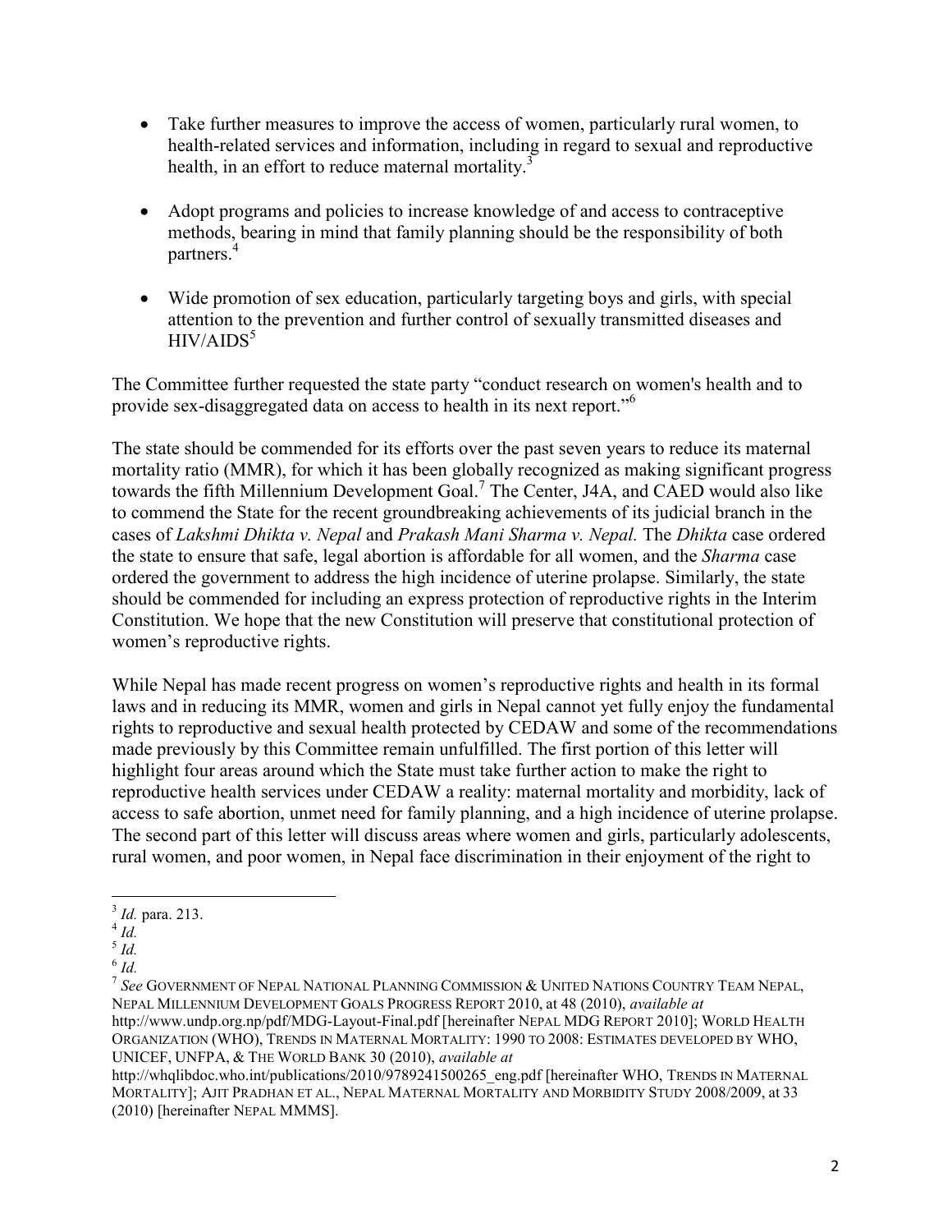- Take further measures to improve the access of women, particularly rural women, to health-related services and information, including in regard to sexual and reproductive health, in an effort to reduce maternal mortality.[3]

- Adopt programs and policies to increase knowledge of and access to contraceptive methods, bearing in mind that family planning should be the responsibility of both partners.[4]

- Wide promotion of sex education, particularly targeting boys and girls, with special attention to the prevention and further control of sexually transmitted diseases and HIV/AIDS[5]

The Committee further requested the state party "conduct research on women's health and to provide sex-disaggregated data on access to health in its next report."[6]

The state should be commended for its efforts over the past seven years to reduce its maternal mortality ratio (MMR), for which it has been globally recognized as making significant progress towards the fifth Millennium Development Goal.[7] The Center, J4A, and CAED would also like to commend the State for the recent groundbreaking achievements of its judicial branch in the cases of *Lakshmi Dhikta v. Nepal* and *Prakash Mani Sharma v. Nepal.* The *Dhikta* case ordered the state to ensure that safe, legal abortion is affordable for all women, and the *Sharma* case ordered the government to address the high incidence of uterine prolapse. Similarly, the state should be commended for including an express protection of reproductive rights in the Interim Constitution. We hope that the new Constitution will preserve that constitutional protection of women's reproductive rights.

While Nepal has made recent progress on women's reproductive rights and health in its formal laws and in reducing its MMR, women and girls in Nepal cannot yet fully enjoy the fundamental rights to reproductive and sexual health protected by CEDAW and some of the recommendations made previously by this Committee remain unfulfilled. The first portion of this letter will highlight four areas around which the State must take further action to make the right to reproductive health services under CEDAW a reality: maternal mortality and morbidity, lack of access to safe abortion, unmet need for family planning, and a high incidence of uterine prolapse. The second part of this letter will discuss areas where women and girls, particularly adolescents, rural women, and poor women, in Nepal face discrimination in their enjoyment of the right to

---

[3] *Id.* para. 213.

[4] *Id.*

[5] *Id.*

[6] *Id.*

[7] *See* GOVERNMENT OF NEPAL NATIONAL PLANNING COMMISSION & UNITED NATIONS COUNTRY TEAM NEPAL, NEPAL MILLENNIUM DEVELOPMENT GOALS PROGRESS REPORT 2010, at 48 (2010), *available at* http://www.undp.org.np/pdf/MDG-Layout-Final.pdf [hereinafter NEPAL MDG REPORT 2010]; WORLD HEALTH ORGANIZATION (WHO), TRENDS IN MATERNAL MORTALITY: 1990 TO 2008: ESTIMATES DEVELOPED BY WHO, UNICEF, UNFPA, & THE WORLD BANK 30 (2010), *available at* http://whqlibdoc.who.int/publications/2010/9789241500265_eng.pdf [hereinafter WHO, TRENDS IN MATERNAL MORTALITY]; AJIT PRADHAN ET AL., NEPAL MATERNAL MORTALITY AND MORBIDITY STUDY 2008/2009, at 33 (2010) [hereinafter NEPAL MMMS].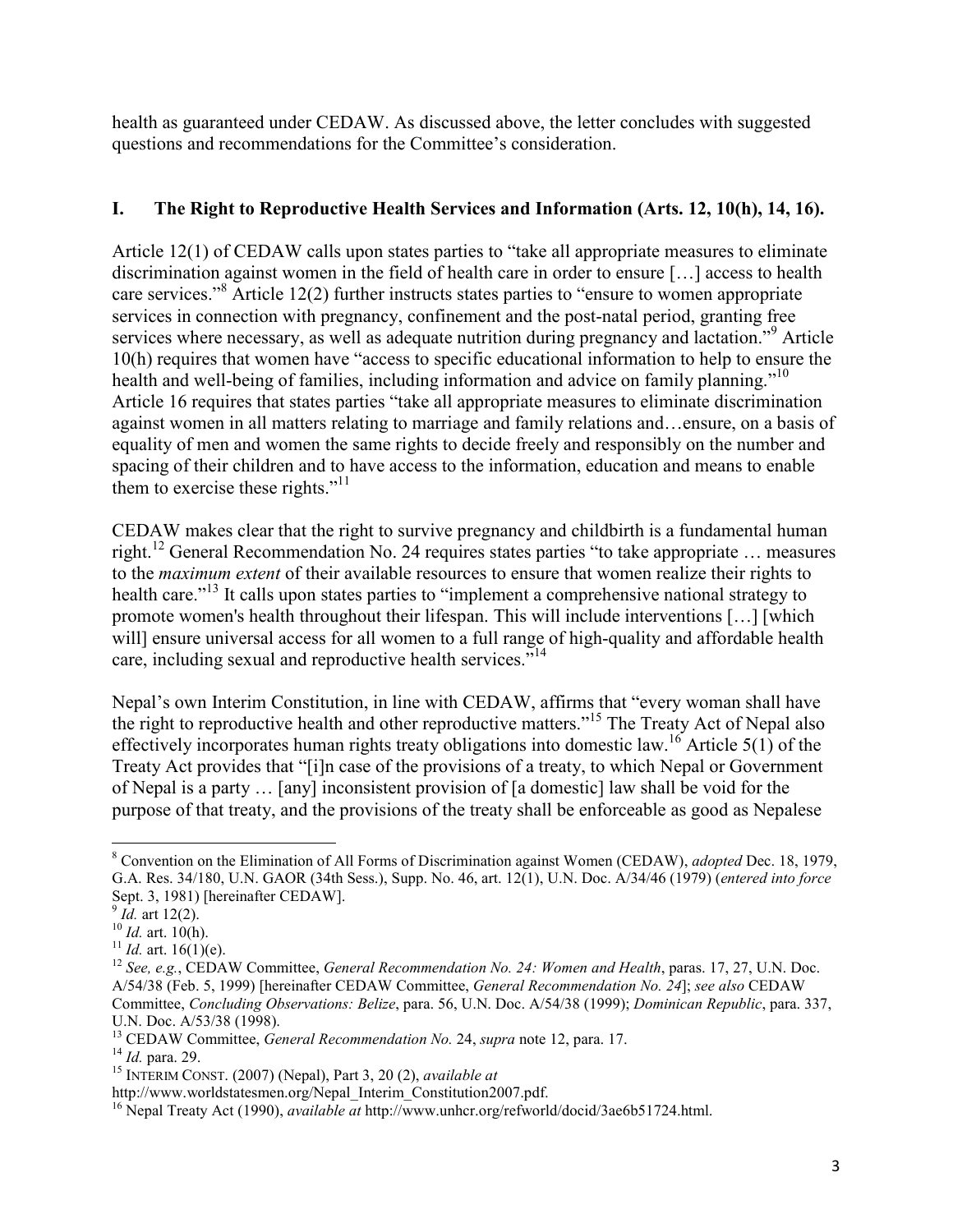health as guaranteed under CEDAW. As discussed above, the letter concludes with suggested questions and recommendations for the Committee's consideration.

## I. The Right to Reproductive Health Services and Information (Arts. 12, 10(h), 14, 16).

Article 12(1) of CEDAW calls upon states parties to "take all appropriate measures to eliminate discrimination against women in the field of health care in order to ensure […] access to health care services."[8] Article 12(2) further instructs states parties to "ensure to women appropriate services in connection with pregnancy, confinement and the post-natal period, granting free services where necessary, as well as adequate nutrition during pregnancy and lactation."[9] Article 10(h) requires that women have "access to specific educational information to help to ensure the health and well-being of families, including information and advice on family planning."[10] Article 16 requires that states parties "take all appropriate measures to eliminate discrimination against women in all matters relating to marriage and family relations and…ensure, on a basis of equality of men and women the same rights to decide freely and responsibly on the number and spacing of their children and to have access to the information, education and means to enable them to exercise these rights."[11]

CEDAW makes clear that the right to survive pregnancy and childbirth is a fundamental human right.[12] General Recommendation No. 24 requires states parties "to take appropriate … measures to the *maximum extent* of their available resources to ensure that women realize their rights to health care."[13] It calls upon states parties to "implement a comprehensive national strategy to promote women's health throughout their lifespan. This will include interventions […] [which will] ensure universal access for all women to a full range of high-quality and affordable health care, including sexual and reproductive health services."[14]

Nepal's own Interim Constitution, in line with CEDAW, affirms that "every woman shall have the right to reproductive health and other reproductive matters."[15] The Treaty Act of Nepal also effectively incorporates human rights treaty obligations into domestic law.[16] Article 5(1) of the Treaty Act provides that "[i]n case of the provisions of a treaty, to which Nepal or Government of Nepal is a party … [any] inconsistent provision of [a domestic] law shall be void for the purpose of that treaty, and the provisions of the treaty shall be enforceable as good as Nepalese

---

[8] Convention on the Elimination of All Forms of Discrimination against Women (CEDAW), *adopted* Dec. 18, 1979, G.A. Res. 34/180, U.N. GAOR (34th Sess.), Supp. No. 46, art. 12(1), U.N. Doc. A/34/46 (1979) (*entered into force* Sept. 3, 1981) [hereinafter CEDAW].

[9] *Id.* art 12(2).

[10] *Id.* art. 10(h).

[11] *Id.* art. 16(1)(e).

[12] *See, e.g.*, CEDAW Committee, *General Recommendation No. 24: Women and Health*, paras. 17, 27, U.N. Doc. A/54/38 (Feb. 5, 1999) [hereinafter CEDAW Committee, *General Recommendation No. 24*]; *see also* CEDAW Committee, *Concluding Observations: Belize*, para. 56, U.N. Doc. A/54/38 (1999); *Dominican Republic*, para. 337, U.N. Doc. A/53/38 (1998).

[13] CEDAW Committee, *General Recommendation No.* 24, *supra* note 12, para. 17.

[14] *Id.* para. 29.

[15] INTERIM CONST. (2007) (Nepal), Part 3, 20 (2), *available at* http://www.worldstatesmen.org/Nepal_Interim_Constitution2007.pdf.

[16] Nepal Treaty Act (1990), *available at* http://www.unhcr.org/refworld/docid/3ae6b51724.html.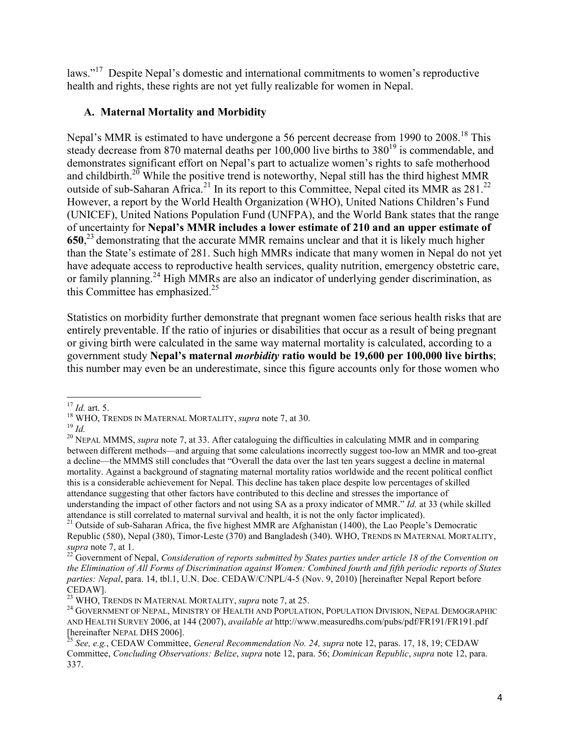laws."[17] Despite Nepal's domestic and international commitments to women's reproductive health and rights, these rights are not yet fully realizable for women in Nepal.

### A. Maternal Mortality and Morbidity

Nepal's MMR is estimated to have undergone a 56 percent decrease from 1990 to 2008.[18] This steady decrease from 870 maternal deaths per 100,000 live births to 380[19] is commendable, and demonstrates significant effort on Nepal's part to actualize women's rights to safe motherhood and childbirth.[20] While the positive trend is noteworthy, Nepal still has the third highest MMR outside of sub-Saharan Africa.[21] In its report to this Committee, Nepal cited its MMR as 281.[22] However, a report by the World Health Organization (WHO), United Nations Children's Fund (UNICEF), United Nations Population Fund (UNFPA), and the World Bank states that the range of uncertainty for **Nepal's MMR includes a lower estimate of 210 and an upper estimate of 650**,[23] demonstrating that the accurate MMR remains unclear and that it is likely much higher than the State's estimate of 281. Such high MMRs indicate that many women in Nepal do not yet have adequate access to reproductive health services, quality nutrition, emergency obstetric care, or family planning.[24] High MMRs are also an indicator of underlying gender discrimination, as this Committee has emphasized.[25]

Statistics on morbidity further demonstrate that pregnant women face serious health risks that are entirely preventable. If the ratio of injuries or disabilities that occur as a result of being pregnant or giving birth were calculated in the same way maternal mortality is calculated, according to a government study **Nepal's maternal *morbidity* ratio would be 19,600 per 100,000 live births**; this number may even be an underestimate, since this figure accounts only for those women who

---

[17] *Id.* art. 5.

[18] WHO, TRENDS IN MATERNAL MORTALITY, *supra* note 7, at 30.

[19] *Id.*

[20] NEPAL MMMS, *supra* note 7, at 33. After cataloguing the difficulties in calculating MMR and in comparing between different methods—and arguing that some calculations incorrectly suggest too-low an MMR and too-great a decline—the MMMS still concludes that "Overall the data over the last ten years suggest a decline in maternal mortality. Against a background of stagnating maternal mortality ratios worldwide and the recent political conflict this is a considerable achievement for Nepal. This decline has taken place despite low percentages of skilled attendance suggesting that other factors have contributed to this decline and stresses the importance of understanding the impact of other factors and not using SA as a proxy indicator of MMR." *Id.* at 33 (while skilled attendance is still correlated to maternal survival and health, it is not the only factor implicated).

[21] Outside of sub-Saharan Africa, the five highest MMR are Afghanistan (1400), the Lao People's Democratic Republic (580), Nepal (380), Timor-Leste (370) and Bangladesh (340). WHO, TRENDS IN MATERNAL MORTALITY, *supra* note 7, at 1.

[22] Government of Nepal, *Consideration of reports submitted by States parties under article 18 of the Convention on the Elimination of All Forms of Discrimination against Women: Combined fourth and fifth periodic reports of States parties: Nepal*, para. 14, tbl.1, U.N. Doc. CEDAW/C/NPL/4-5 (Nov. 9, 2010) [hereinafter Nepal Report before CEDAW].

[23] WHO, TRENDS IN MATERNAL MORTALITY, *supra* note 7, at 25.

[24] GOVERNMENT OF NEPAL, MINISTRY OF HEALTH AND POPULATION, POPULATION DIVISION, NEPAL DEMOGRAPHIC AND HEALTH SURVEY 2006, at 144 (2007), *available at* http://www.measuredhs.com/pubs/pdf/FR191/FR191.pdf [hereinafter NEPAL DHS 2006].

[25] *See, e.g.*, CEDAW Committee, *General Recommendation No. 24, supra* note 12, paras. 17, 18, 19; CEDAW Committee, *Concluding Observations: Belize*, *supra* note 12, para. 56; *Dominican Republic*, *supra* note 12, para. 337.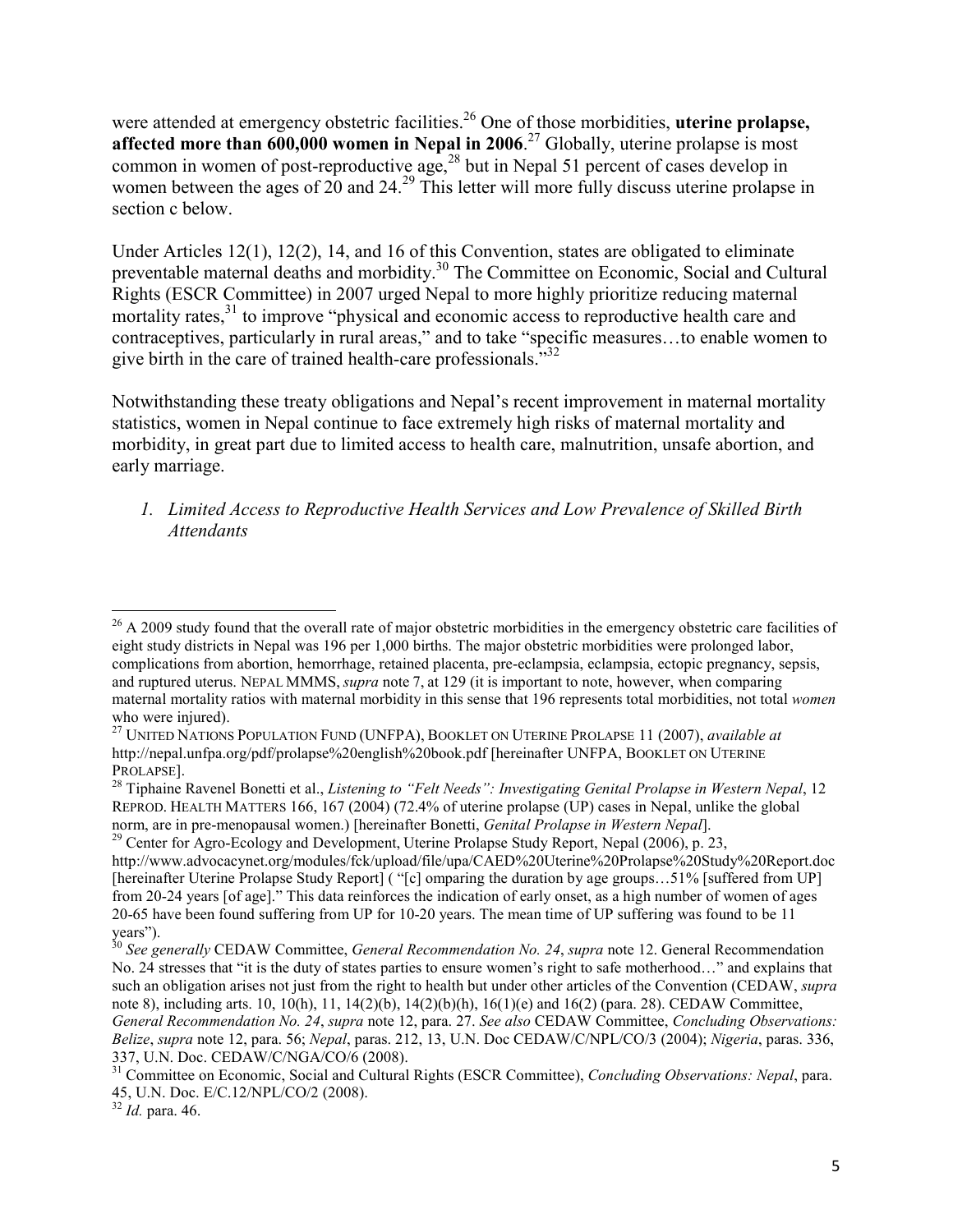were attended at emergency obstetric facilities.[26] One of those morbidities, **uterine prolapse, affected more than 600,000 women in Nepal in 2006**.[27] Globally, uterine prolapse is most common in women of post-reproductive age,[28] but in Nepal 51 percent of cases develop in women between the ages of 20 and 24.[29] This letter will more fully discuss uterine prolapse in section c below.

Under Articles 12(1), 12(2), 14, and 16 of this Convention, states are obligated to eliminate preventable maternal deaths and morbidity.[30] The Committee on Economic, Social and Cultural Rights (ESCR Committee) in 2007 urged Nepal to more highly prioritize reducing maternal mortality rates,[31] to improve "physical and economic access to reproductive health care and contraceptives, particularly in rural areas," and to take "specific measures…to enable women to give birth in the care of trained health-care professionals."[32]

Notwithstanding these treaty obligations and Nepal's recent improvement in maternal mortality statistics, women in Nepal continue to face extremely high risks of maternal mortality and morbidity, in great part due to limited access to health care, malnutrition, unsafe abortion, and early marriage.

*1. Limited Access to Reproductive Health Services and Low Prevalence of Skilled Birth Attendants*

---

[26] A 2009 study found that the overall rate of major obstetric morbidities in the emergency obstetric care facilities of eight study districts in Nepal was 196 per 1,000 births. The major obstetric morbidities were prolonged labor, complications from abortion, hemorrhage, retained placenta, pre-eclampsia, eclampsia, ectopic pregnancy, sepsis, and ruptured uterus. NEPAL MMMS, *supra* note 7, at 129 (it is important to note, however, when comparing maternal mortality ratios with maternal morbidity in this sense that 196 represents total morbidities, not total *women* who were injured).

[27] UNITED NATIONS POPULATION FUND (UNFPA), BOOKLET ON UTERINE PROLAPSE 11 (2007), *available at* http://nepal.unfpa.org/pdf/prolapse%20english%20book.pdf [hereinafter UNFPA, BOOKLET ON UTERINE PROLAPSE].

[28] Tiphaine Ravenel Bonetti et al., *Listening to "Felt Needs": Investigating Genital Prolapse in Western Nepal*, 12 REPROD. HEALTH MATTERS 166, 167 (2004) (72.4% of uterine prolapse (UP) cases in Nepal, unlike the global norm, are in pre-menopausal women.) [hereinafter Bonetti, *Genital Prolapse in Western Nepal*].

[29] Center for Agro-Ecology and Development, Uterine Prolapse Study Report, Nepal (2006), p. 23, http://www.advocacynet.org/modules/fck/upload/file/upa/CAED%20Uterine%20Prolapse%20Study%20Report.doc [hereinafter Uterine Prolapse Study Report] ( "[c] omparing the duration by age groups…51% [suffered from UP] from 20-24 years [of age]." This data reinforces the indication of early onset, as a high number of women of ages 20-65 have been found suffering from UP for 10-20 years. The mean time of UP suffering was found to be 11 years").

[30] *See generally* CEDAW Committee, *General Recommendation No. 24*, *supra* note 12. General Recommendation No. 24 stresses that "it is the duty of states parties to ensure women's right to safe motherhood…" and explains that such an obligation arises not just from the right to health but under other articles of the Convention (CEDAW, *supra* note 8), including arts. 10, 10(h), 11, 14(2)(b), 14(2)(b)(h), 16(1)(e) and 16(2) (para. 28). CEDAW Committee, *General Recommendation No. 24*, *supra* note 12, para. 27. *See also* CEDAW Committee, *Concluding Observations: Belize*, *supra* note 12, para. 56; *Nepal*, paras. 212, 13, U.N. Doc CEDAW/C/NPL/CO/3 (2004); *Nigeria*, paras. 336, 337, U.N. Doc. CEDAW/C/NGA/CO/6 (2008).

[31] Committee on Economic, Social and Cultural Rights (ESCR Committee), *Concluding Observations: Nepal*, para. 45, U.N. Doc. E/C.12/NPL/CO/2 (2008).

[32] *Id.* para. 46.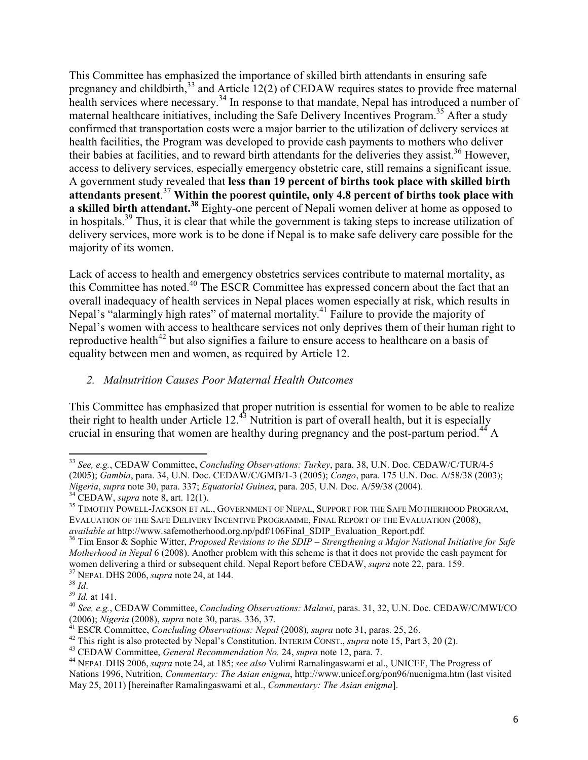This Committee has emphasized the importance of skilled birth attendants in ensuring safe pregnancy and childbirth,[33] and Article 12(2) of CEDAW requires states to provide free maternal health services where necessary.[34] In response to that mandate, Nepal has introduced a number of maternal healthcare initiatives, including the Safe Delivery Incentives Program.[35] After a study confirmed that transportation costs were a major barrier to the utilization of delivery services at health facilities, the Program was developed to provide cash payments to mothers who deliver their babies at facilities, and to reward birth attendants for the deliveries they assist.[36] However, access to delivery services, especially emergency obstetric care, still remains a significant issue. A government study revealed that **less than 19 percent of births took place with skilled birth attendants present**.[37] **Within the poorest quintile, only 4.8 percent of births took place with a skilled birth attendant.[38]** Eighty-one percent of Nepali women deliver at home as opposed to in hospitals.[39] Thus, it is clear that while the government is taking steps to increase utilization of delivery services, more work is to be done if Nepal is to make safe delivery care possible for the majority of its women.

Lack of access to health and emergency obstetrics services contribute to maternal mortality, as this Committee has noted.[40] The ESCR Committee has expressed concern about the fact that an overall inadequacy of health services in Nepal places women especially at risk, which results in Nepal's "alarmingly high rates" of maternal mortality.[41] Failure to provide the majority of Nepal's women with access to healthcare services not only deprives them of their human right to reproductive health[42] but also signifies a failure to ensure access to healthcare on a basis of equality between men and women, as required by Article 12.

### *2. Malnutrition Causes Poor Maternal Health Outcomes*

This Committee has emphasized that proper nutrition is essential for women to be able to realize their right to health under Article 12.[43] Nutrition is part of overall health, but it is especially crucial in ensuring that women are healthy during pregnancy and the post-partum period.[44] A

---

[33] *See, e.g.*, CEDAW Committee, *Concluding Observations: Turkey*, para. 38, U.N. Doc. CEDAW/C/TUR/4-5 (2005); *Gambia*, para. 34, U.N. Doc. CEDAW/C/GMB/1-3 (2005); *Congo*, para. 175 U.N. Doc. A/58/38 (2003); *Nigeria*, *supra* note 30, para. 337; *Equatorial Guinea*, para. 205, U.N. Doc. A/59/38 (2004).

[34] CEDAW, *supra* note 8, art. 12(1).

[35] TIMOTHY POWELL-JACKSON ET AL., GOVERNMENT OF NEPAL, SUPPORT FOR THE SAFE MOTHERHOOD PROGRAM, EVALUATION OF THE SAFE DELIVERY INCENTIVE PROGRAMME, FINAL REPORT OF THE EVALUATION (2008), *available at* http://www.safemotherhood.org.np/pdf/106Final_SDIP_Evaluation_Report.pdf.

[36] Tim Ensor & Sophie Witter, *Proposed Revisions to the SDIP – Strengthening a Major National Initiative for Safe Motherhood in Nepal* 6 (2008). Another problem with this scheme is that it does not provide the cash payment for women delivering a third or subsequent child. Nepal Report before CEDAW, *supra* note 22, para. 159.

[37] NEPAL DHS 2006, *supra* note 24, at 144.

[38] *Id*.

[39] *Id.* at 141.

[40] *See, e.g.*, CEDAW Committee, *Concluding Observations: Malawi*, paras. 31, 32, U.N. Doc. CEDAW/C/MWI/CO (2006); *Nigeria* (2008), *supra* note 30, paras. 336, 37.

[41] ESCR Committee, *Concluding Observations: Nepal* (2008)*, supra* note 31, paras. 25, 26.

[42] This right is also protected by Nepal's Constitution. INTERIM CONST., *supra* note 15, Part 3, 20 (2).

[43] CEDAW Committee, *General Recommendation No.* 24, *supra* note 12, para. 7.

[44] NEPAL DHS 2006, *supra* note 24, at 185; *see also* Vulimi Ramalingaswami et al., UNICEF, The Progress of Nations 1996, Nutrition, *Commentary: The Asian enigma*, http://www.unicef.org/pon96/nuenigma.htm (last visited May 25, 2011) [hereinafter Ramalingaswami et al., *Commentary: The Asian enigma*].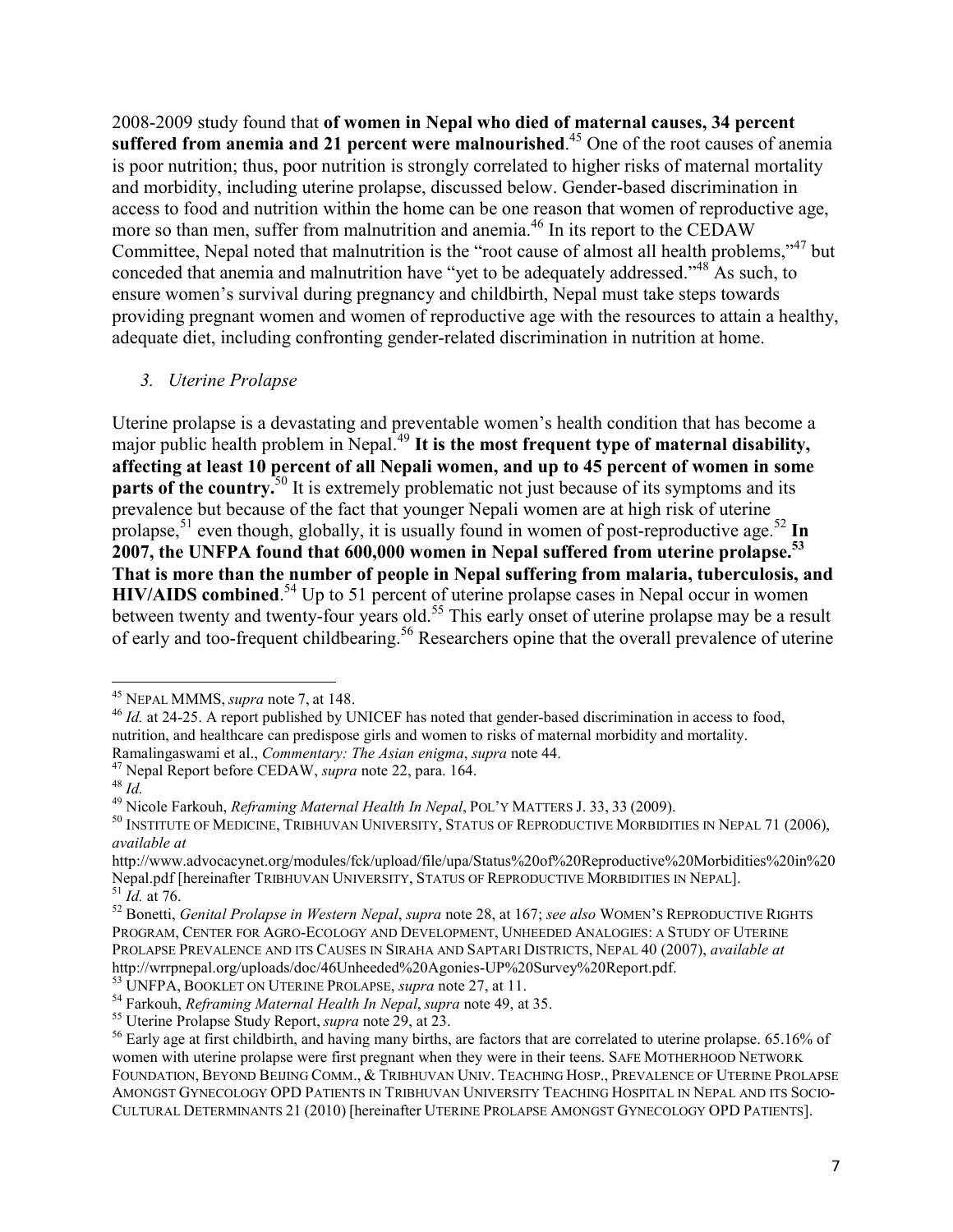2008-2009 study found that **of women in Nepal who died of maternal causes, 34 percent suffered from anemia and 21 percent were malnourished**.[45] One of the root causes of anemia is poor nutrition; thus, poor nutrition is strongly correlated to higher risks of maternal mortality and morbidity, including uterine prolapse, discussed below. Gender-based discrimination in access to food and nutrition within the home can be one reason that women of reproductive age, more so than men, suffer from malnutrition and anemia.[46] In its report to the CEDAW Committee, Nepal noted that malnutrition is the "root cause of almost all health problems,"[47] but conceded that anemia and malnutrition have "yet to be adequately addressed."[48] As such, to ensure women's survival during pregnancy and childbirth, Nepal must take steps towards providing pregnant women and women of reproductive age with the resources to attain a healthy, adequate diet, including confronting gender-related discrimination in nutrition at home.

### *3. Uterine Prolapse*

Uterine prolapse is a devastating and preventable women's health condition that has become a major public health problem in Nepal.[49] **It is the most frequent type of maternal disability, affecting at least 10 percent of all Nepali women, and up to 45 percent of women in some parts of the country.**[50] It is extremely problematic not just because of its symptoms and its prevalence but because of the fact that younger Nepali women are at high risk of uterine prolapse,[51] even though, globally, it is usually found in women of post-reproductive age.[52] **In 2007, the UNFPA found that 600,000 women in Nepal suffered from uterine prolapse.[53] That is more than the number of people in Nepal suffering from malaria, tuberculosis, and HIV/AIDS combined**.[54] Up to 51 percent of uterine prolapse cases in Nepal occur in women between twenty and twenty-four years old.[55] This early onset of uterine prolapse may be a result of early and too-frequent childbearing.[56] Researchers opine that the overall prevalence of uterine

---

[45] NEPAL MMMS, *supra* note 7, at 148.

[46] *Id.* at 24-25. A report published by UNICEF has noted that gender-based discrimination in access to food, nutrition, and healthcare can predispose girls and women to risks of maternal morbidity and mortality. Ramalingaswami et al., *Commentary: The Asian enigma*, *supra* note 44.

[47] Nepal Report before CEDAW, *supra* note 22, para. 164.

[48] *Id.*

[49] Nicole Farkouh, *Reframing Maternal Health In Nepal*, POL'Y MATTERS J. 33, 33 (2009).

[50] INSTITUTE OF MEDICINE, TRIBHUVAN UNIVERSITY, STATUS OF REPRODUCTIVE MORBIDITIES IN NEPAL 71 (2006), *available at* http://www.advocacynet.org/modules/fck/upload/file/upa/Status%20of%20Reproductive%20Morbidities%20in%20Nepal.pdf [hereinafter TRIBHUVAN UNIVERSITY, STATUS OF REPRODUCTIVE MORBIDITIES IN NEPAL].

[51] *Id.* at 76.

[52] Bonetti, *Genital Prolapse in Western Nepal*, *supra* note 28, at 167; *see also* WOMEN'S REPRODUCTIVE RIGHTS PROGRAM, CENTER FOR AGRO-ECOLOGY AND DEVELOPMENT, UNHEEDED ANALOGIES: A STUDY OF UTERINE PROLAPSE PREVALENCE AND ITS CAUSES IN SIRAHA AND SAPTARI DISTRICTS, NEPAL 40 (2007), *available at* http://wrrpnepal.org/uploads/doc/46Unheeded%20Agonies-UP%20Survey%20Report.pdf.

[53] UNFPA, BOOKLET ON UTERINE PROLAPSE, *supra* note 27, at 11.

[54] Farkouh, *Reframing Maternal Health In Nepal*, *supra* note 49, at 35.

[55] Uterine Prolapse Study Report, *supra* note 29, at 23.

[56] Early age at first childbirth, and having many births, are factors that are correlated to uterine prolapse. 65.16% of women with uterine prolapse were first pregnant when they were in their teens. SAFE MOTHERHOOD NETWORK FOUNDATION, BEYOND BEIJING COMM., & TRIBHUVAN UNIV. TEACHING HOSP., PREVALENCE OF UTERINE PROLAPSE AMONGST GYNECOLOGY OPD PATIENTS IN TRIBHUVAN UNIVERSITY TEACHING HOSPITAL IN NEPAL AND ITS SOCIO-CULTURAL DETERMINANTS 21 (2010) [hereinafter UTERINE PROLAPSE AMONGST GYNECOLOGY OPD PATIENTS].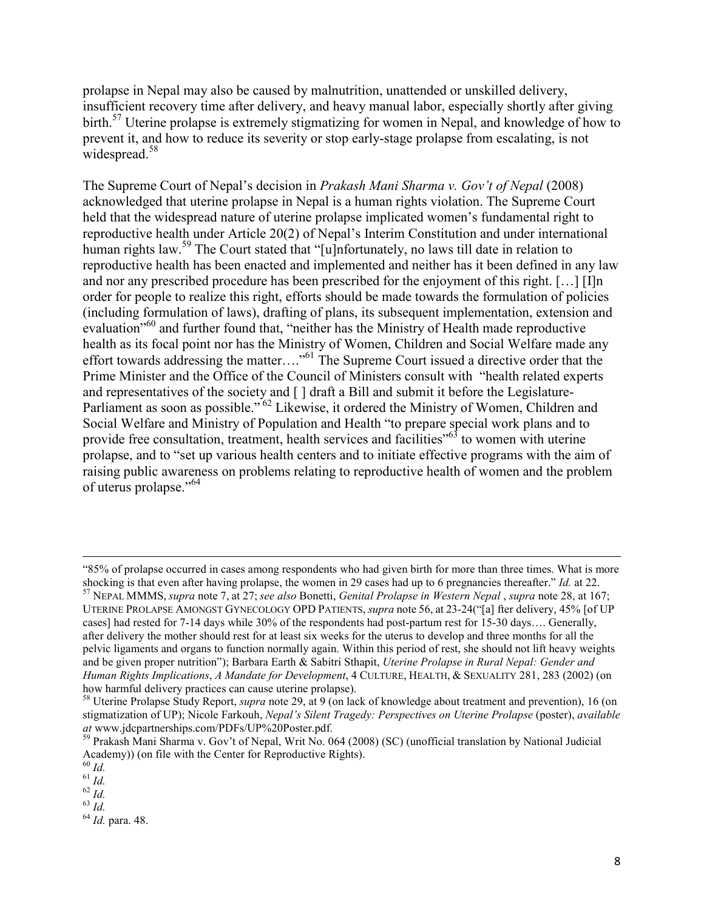prolapse in Nepal may also be caused by malnutrition, unattended or unskilled delivery, insufficient recovery time after delivery, and heavy manual labor, especially shortly after giving birth.[57] Uterine prolapse is extremely stigmatizing for women in Nepal, and knowledge of how to prevent it, and how to reduce its severity or stop early-stage prolapse from escalating, is not widespread.[58]

The Supreme Court of Nepal's decision in *Prakash Mani Sharma v. Gov't of Nepal* (2008) acknowledged that uterine prolapse in Nepal is a human rights violation. The Supreme Court held that the widespread nature of uterine prolapse implicated women's fundamental right to reproductive health under Article 20(2) of Nepal's Interim Constitution and under international human rights law.[59] The Court stated that "[u]nfortunately, no laws till date in relation to reproductive health has been enacted and implemented and neither has it been defined in any law and nor any prescribed procedure has been prescribed for the enjoyment of this right. […] [I]n order for people to realize this right, efforts should be made towards the formulation of policies (including formulation of laws), drafting of plans, its subsequent implementation, extension and evaluation"[60] and further found that, "neither has the Ministry of Health made reproductive health as its focal point nor has the Ministry of Women, Children and Social Welfare made any effort towards addressing the matter…."[61] The Supreme Court issued a directive order that the Prime Minister and the Office of the Council of Ministers consult with "health related experts and representatives of the society and [ ] draft a Bill and submit it before the Legislature-Parliament as soon as possible."[62] Likewise, it ordered the Ministry of Women, Children and Social Welfare and Ministry of Population and Health "to prepare special work plans and to provide free consultation, treatment, health services and facilities"[63] to women with uterine prolapse, and to "set up various health centers and to initiate effective programs with the aim of raising public awareness on problems relating to reproductive health of women and the problem of uterus prolapse."[64]

---

"85% of prolapse occurred in cases among respondents who had given birth for more than three times. What is more shocking is that even after having prolapse, the women in 29 cases had up to 6 pregnancies thereafter." *Id.* at 22.

[57] NEPAL MMMS, *supra* note 7, at 27; *see also* Bonetti, *Genital Prolapse in Western Nepal* , *supra* note 28, at 167; UTERINE PROLAPSE AMONGST GYNECOLOGY OPD PATIENTS, *supra* note 56, at 23-24("[a] fter delivery, 45% [of UP cases] had rested for 7-14 days while 30% of the respondents had post-partum rest for 15-30 days…. Generally, after delivery the mother should rest for at least six weeks for the uterus to develop and three months for all the pelvic ligaments and organs to function normally again. Within this period of rest, she should not lift heavy weights and be given proper nutrition"); Barbara Earth & Sabitri Sthapit, *Uterine Prolapse in Rural Nepal: Gender and Human Rights Implications*, *A Mandate for Development*, 4 CULTURE, HEALTH, & SEXUALITY 281, 283 (2002) (on how harmful delivery practices can cause uterine prolapse).

[58] Uterine Prolapse Study Report, *supra* note 29, at 9 (on lack of knowledge about treatment and prevention), 16 (on stigmatization of UP); Nicole Farkouh, *Nepal's Silent Tragedy: Perspectives on Uterine Prolapse* (poster), *available at* www.jdcpartnerships.com/PDFs/UP%20Poster.pdf.

[59] Prakash Mani Sharma v. Gov't of Nepal, Writ No. 064 (2008) (SC) (unofficial translation by National Judicial Academy)) (on file with the Center for Reproductive Rights).

[60] *Id.*

[61] *Id.*

[62] *Id.*

[63] *Id.*

[64] *Id.* para. 48.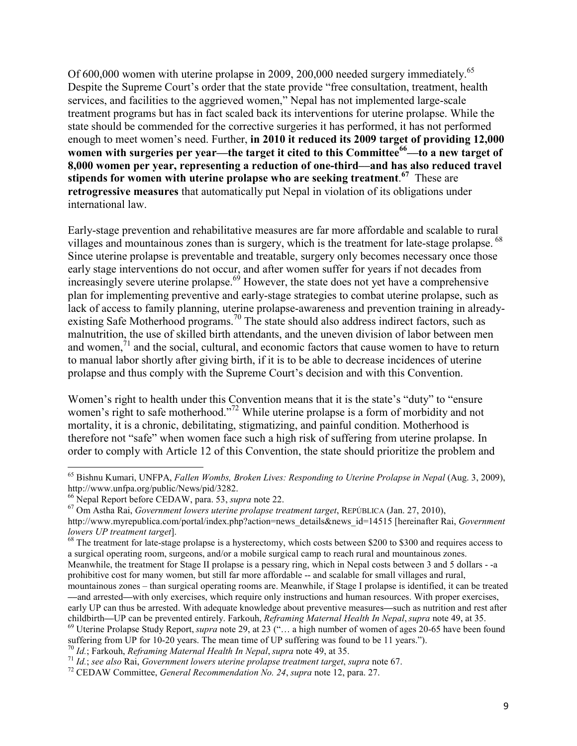Of 600,000 women with uterine prolapse in 2009, 200,000 needed surgery immediately.[65] Despite the Supreme Court's order that the state provide "free consultation, treatment, health services, and facilities to the aggrieved women," Nepal has not implemented large-scale treatment programs but has in fact scaled back its interventions for uterine prolapse. While the state should be commended for the corrective surgeries it has performed, it has not performed enough to meet women's need. Further, **in 2010 it reduced its 2009 target of providing 12,000 women with surgeries per year—the target it cited to this Committee[66]—to a new target of 8,000 women per year, representing a reduction of one-third—and has also reduced travel stipends for women with uterine prolapse who are seeking treatment**.[67] These are **retrogressive measures** that automatically put Nepal in violation of its obligations under international law.

Early-stage prevention and rehabilitative measures are far more affordable and scalable to rural villages and mountainous zones than is surgery, which is the treatment for late-stage prolapse.[68] Since uterine prolapse is preventable and treatable, surgery only becomes necessary once those early stage interventions do not occur, and after women suffer for years if not decades from increasingly severe uterine prolapse.[69] However, the state does not yet have a comprehensive plan for implementing preventive and early-stage strategies to combat uterine prolapse, such as lack of access to family planning, uterine prolapse-awareness and prevention training in already-existing Safe Motherhood programs.[70] The state should also address indirect factors, such as malnutrition, the use of skilled birth attendants, and the uneven division of labor between men and women,[71] and the social, cultural, and economic factors that cause women to have to return to manual labor shortly after giving birth, if it is to be able to decrease incidences of uterine prolapse and thus comply with the Supreme Court's decision and with this Convention.

Women's right to health under this Convention means that it is the state's "duty" to "ensure women's right to safe motherhood."[72] While uterine prolapse is a form of morbidity and not mortality, it is a chronic, debilitating, stigmatizing, and painful condition. Motherhood is therefore not "safe" when women face such a high risk of suffering from uterine prolapse. In order to comply with Article 12 of this Convention, the state should prioritize the problem and

---

[65] Bishnu Kumari, UNFPA, *Fallen Wombs, Broken Lives: Responding to Uterine Prolapse in Nepal* (Aug. 3, 2009), http://www.unfpa.org/public/News/pid/3282.

[66] Nepal Report before CEDAW, para. 53, *supra* note 22.

[67] Om Astha Rai, *Government lowers uterine prolapse treatment target*, REPÚBLICA (Jan. 27, 2010), http://www.myrepublica.com/portal/index.php?action=news_details&news_id=14515 [hereinafter Rai, *Government lowers UP treatment target*].

[68] The treatment for late-stage prolapse is a hysterectomy, which costs between $200 to $300 and requires access to a surgical operating room, surgeons, and/or a mobile surgical camp to reach rural and mountainous zones. Meanwhile, the treatment for Stage II prolapse is a pessary ring, which in Nepal costs between 3 and 5 dollars - -a prohibitive cost for many women, but still far more affordable -- and scalable for small villages and rural, mountainous zones – than surgical operating rooms are. Meanwhile, if Stage I prolapse is identified, it can be treated —and arrested—with only exercises, which require only instructions and human resources. With proper exercises, early UP can thus be arrested. With adequate knowledge about preventive measures—such as nutrition and rest after childbirth—UP can be prevented entirely. Farkouh, *Reframing Maternal Health In Nepal*, *supra* note 49, at 35.

[69] Uterine Prolapse Study Report, *supra* note 29, at 23 ("… a high number of women of ages 20-65 have been found suffering from UP for 10-20 years. The mean time of UP suffering was found to be 11 years.").

[70] *Id.*; Farkouh, *Reframing Maternal Health In Nepal*, *supra* note 49, at 35.

[71] *Id.*; *see also* Rai, *Government lowers uterine prolapse treatment target*, *supra* note 67.

[72] CEDAW Committee, *General Recommendation No. 24*, *supra* note 12, para. 27.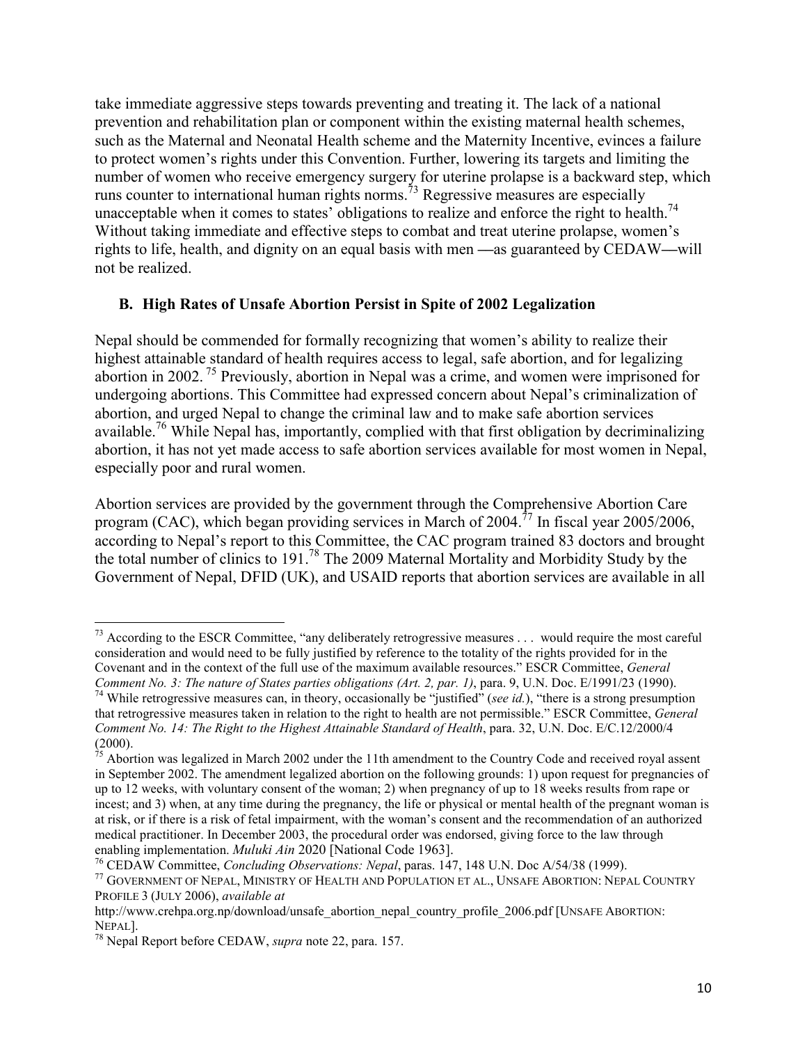take immediate aggressive steps towards preventing and treating it. The lack of a national prevention and rehabilitation plan or component within the existing maternal health schemes, such as the Maternal and Neonatal Health scheme and the Maternity Incentive, evinces a failure to protect women's rights under this Convention. Further, lowering its targets and limiting the number of women who receive emergency surgery for uterine prolapse is a backward step, which runs counter to international human rights norms.[73] Regressive measures are especially unacceptable when it comes to states' obligations to realize and enforce the right to health.[74] Without taking immediate and effective steps to combat and treat uterine prolapse, women's rights to life, health, and dignity on an equal basis with men —as guaranteed by CEDAW—will not be realized.

### B. High Rates of Unsafe Abortion Persist in Spite of 2002 Legalization

Nepal should be commended for formally recognizing that women's ability to realize their highest attainable standard of health requires access to legal, safe abortion, and for legalizing abortion in 2002.[75] Previously, abortion in Nepal was a crime, and women were imprisoned for undergoing abortions. This Committee had expressed concern about Nepal's criminalization of abortion, and urged Nepal to change the criminal law and to make safe abortion services available.[76] While Nepal has, importantly, complied with that first obligation by decriminalizing abortion, it has not yet made access to safe abortion services available for most women in Nepal, especially poor and rural women.

Abortion services are provided by the government through the Comprehensive Abortion Care program (CAC), which began providing services in March of 2004.[77] In fiscal year 2005/2006, according to Nepal's report to this Committee, the CAC program trained 83 doctors and brought the total number of clinics to 191.[78] The 2009 Maternal Mortality and Morbidity Study by the Government of Nepal, DFID (UK), and USAID reports that abortion services are available in all

---

[73] According to the ESCR Committee, "any deliberately retrogressive measures . . . would require the most careful consideration and would need to be fully justified by reference to the totality of the rights provided for in the Covenant and in the context of the full use of the maximum available resources." ESCR Committee, *General Comment No. 3: The nature of States parties obligations (Art. 2, par. 1)*, para. 9, U.N. Doc. E/1991/23 (1990).

[74] While retrogressive measures can, in theory, occasionally be "justified" (*see id.*), "there is a strong presumption that retrogressive measures taken in relation to the right to health are not permissible." ESCR Committee, *General Comment No. 14: The Right to the Highest Attainable Standard of Health*, para. 32, U.N. Doc. E/C.12/2000/4 (2000).

[75] Abortion was legalized in March 2002 under the 11th amendment to the Country Code and received royal assent in September 2002. The amendment legalized abortion on the following grounds: 1) upon request for pregnancies of up to 12 weeks, with voluntary consent of the woman; 2) when pregnancy of up to 18 weeks results from rape or incest; and 3) when, at any time during the pregnancy, the life or physical or mental health of the pregnant woman is at risk, or if there is a risk of fetal impairment, with the woman's consent and the recommendation of an authorized medical practitioner. In December 2003, the procedural order was endorsed, giving force to the law through enabling implementation. *Muluki Ain* 2020 [National Code 1963].

[76] CEDAW Committee, *Concluding Observations: Nepal*, paras. 147, 148 U.N. Doc A/54/38 (1999).

[77] GOVERNMENT OF NEPAL, MINISTRY OF HEALTH AND POPULATION ET AL., UNSAFE ABORTION: NEPAL COUNTRY PROFILE 3 (JULY 2006), *available at* http://www.crehpa.org.np/download/unsafe_abortion_nepal_country_profile_2006.pdf [UNSAFE ABORTION: NEPAL].

[78] Nepal Report before CEDAW, *supra* note 22, para. 157.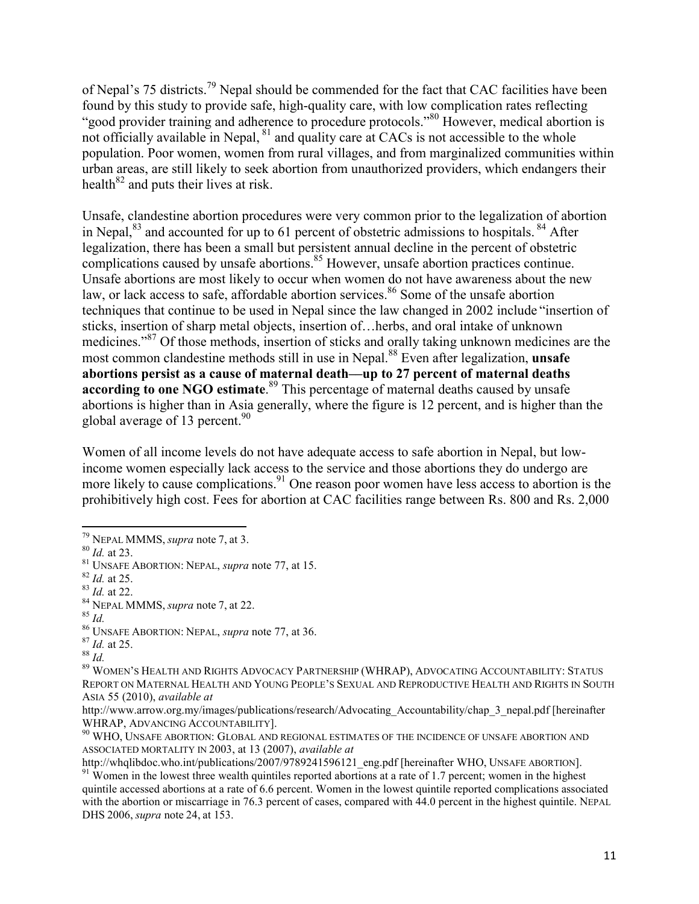of Nepal's 75 districts.[79] Nepal should be commended for the fact that CAC facilities have been found by this study to provide safe, high-quality care, with low complication rates reflecting "good provider training and adherence to procedure protocols."[80] However, medical abortion is not officially available in Nepal, [81] and quality care at CACs is not accessible to the whole population. Poor women, women from rural villages, and from marginalized communities within urban areas, are still likely to seek abortion from unauthorized providers, which endangers their health[82] and puts their lives at risk.

Unsafe, clandestine abortion procedures were very common prior to the legalization of abortion in Nepal,[83] and accounted for up to 61 percent of obstetric admissions to hospitals. [84] After legalization, there has been a small but persistent annual decline in the percent of obstetric complications caused by unsafe abortions.[85] However, unsafe abortion practices continue. Unsafe abortions are most likely to occur when women do not have awareness about the new law, or lack access to safe, affordable abortion services.[86] Some of the unsafe abortion techniques that continue to be used in Nepal since the law changed in 2002 include "insertion of sticks, insertion of sharp metal objects, insertion of…herbs, and oral intake of unknown medicines."[87] Of those methods, insertion of sticks and orally taking unknown medicines are the most common clandestine methods still in use in Nepal.[88] Even after legalization, **unsafe abortions persist as a cause of maternal death—up to 27 percent of maternal deaths according to one NGO estimate**.[89] This percentage of maternal deaths caused by unsafe abortions is higher than in Asia generally, where the figure is 12 percent, and is higher than the global average of 13 percent.[90]

Women of all income levels do not have adequate access to safe abortion in Nepal, but low-income women especially lack access to the service and those abortions they do undergo are more likely to cause complications.[91] One reason poor women have less access to abortion is the prohibitively high cost. Fees for abortion at CAC facilities range between Rs. 800 and Rs. 2,000

---

[79] NEPAL MMMS, *supra* note 7, at 3.

[80] *Id.* at 23.

[81] UNSAFE ABORTION: NEPAL, *supra* note 77, at 15.

[82] *Id.* at 25.

[83] *Id.* at 22.

[84] NEPAL MMMS, *supra* note 7, at 22.

[85] *Id.*

[86] UNSAFE ABORTION: NEPAL, *supra* note 77, at 36.

[87] *Id.* at 25.

[88] *Id.*

[89] WOMEN'S HEALTH AND RIGHTS ADVOCACY PARTNERSHIP (WHRAP), ADVOCATING ACCOUNTABILITY: STATUS REPORT ON MATERNAL HEALTH AND YOUNG PEOPLE'S SEXUAL AND REPRODUCTIVE HEALTH AND RIGHTS IN SOUTH ASIA 55 (2010), *available at* http://www.arrow.org.my/images/publications/research/Advocating_Accountability/chap_3_nepal.pdf [hereinafter WHRAP, ADVANCING ACCOUNTABILITY].

[90] WHO, UNSAFE ABORTION: GLOBAL AND REGIONAL ESTIMATES OF THE INCIDENCE OF UNSAFE ABORTION AND ASSOCIATED MORTALITY IN 2003, at 13 (2007), *available at* http://whqlibdoc.who.int/publications/2007/9789241596121_eng.pdf [hereinafter WHO, UNSAFE ABORTION].

[91] Women in the lowest three wealth quintiles reported abortions at a rate of 1.7 percent; women in the highest quintile accessed abortions at a rate of 6.6 percent. Women in the lowest quintile reported complications associated with the abortion or miscarriage in 76.3 percent of cases, compared with 44.0 percent in the highest quintile. NEPAL DHS 2006, *supra* note 24, at 153.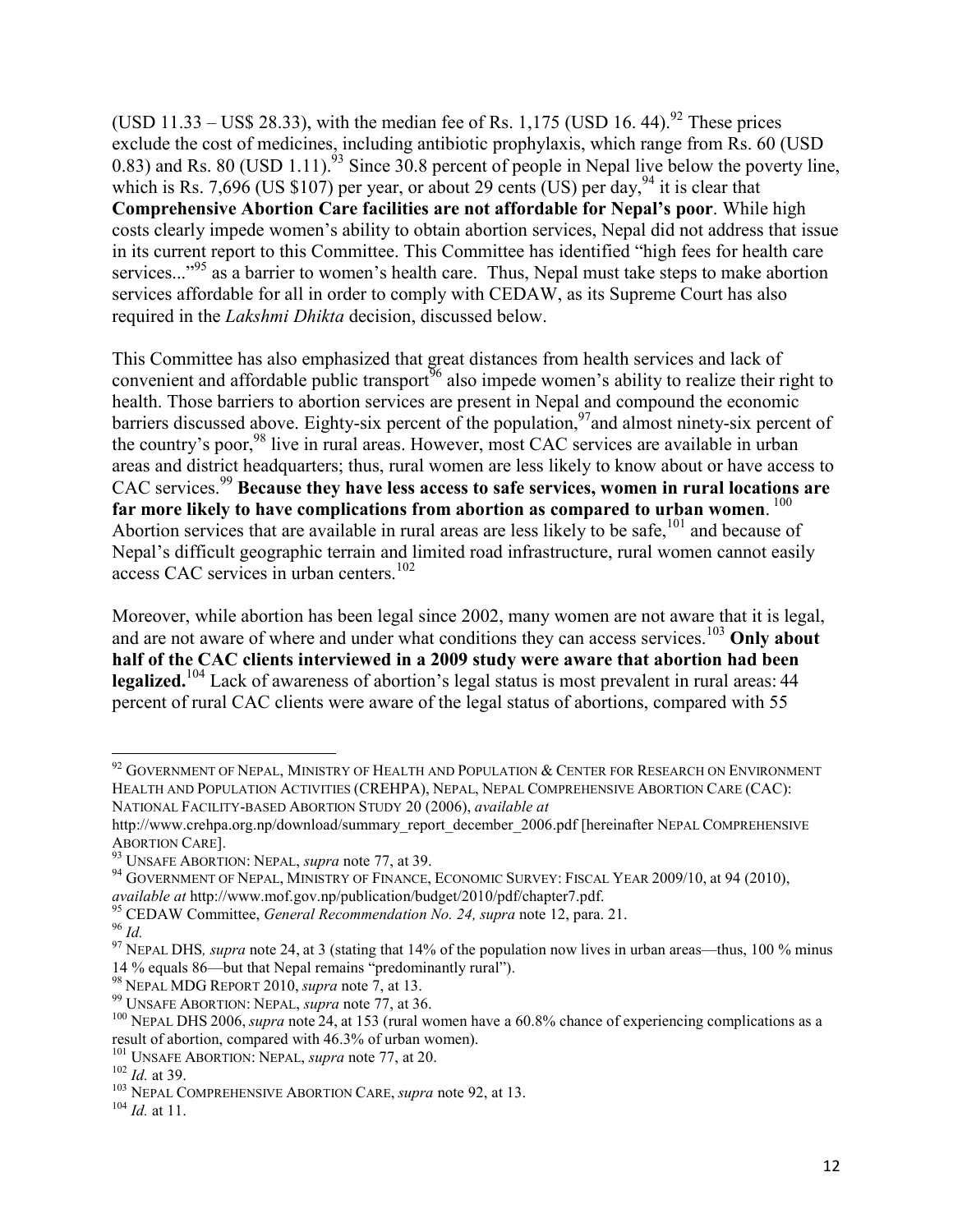(USD 11.33 – US$ 28.33), with the median fee of Rs. 1,175 (USD 16. 44).[92] These prices exclude the cost of medicines, including antibiotic prophylaxis, which range from Rs. 60 (USD 0.83) and Rs. 80 (USD 1.11).[93] Since 30.8 percent of people in Nepal live below the poverty line, which is Rs. 7,696 (US $107) per year, or about 29 cents (US) per day,[94] it is clear that **Comprehensive Abortion Care facilities are not affordable for Nepal's poor**. While high costs clearly impede women's ability to obtain abortion services, Nepal did not address that issue in its current report to this Committee. This Committee has identified "high fees for health care services..."[95] as a barrier to women's health care. Thus, Nepal must take steps to make abortion services affordable for all in order to comply with CEDAW, as its Supreme Court has also required in the *Lakshmi Dhikta* decision, discussed below.

This Committee has also emphasized that great distances from health services and lack of convenient and affordable public transport[96] also impede women's ability to realize their right to health. Those barriers to abortion services are present in Nepal and compound the economic barriers discussed above. Eighty-six percent of the population,[97] and almost ninety-six percent of the country's poor,[98] live in rural areas. However, most CAC services are available in urban areas and district headquarters; thus, rural women are less likely to know about or have access to CAC services.[99] **Because they have less access to safe services, women in rural locations are far more likely to have complications from abortion as compared to urban women**.[100] Abortion services that are available in rural areas are less likely to be safe,[101] and because of Nepal's difficult geographic terrain and limited road infrastructure, rural women cannot easily access CAC services in urban centers.[102]

Moreover, while abortion has been legal since 2002, many women are not aware that it is legal, and are not aware of where and under what conditions they can access services.[103] **Only about half of the CAC clients interviewed in a 2009 study were aware that abortion had been legalized.**[104] Lack of awareness of abortion's legal status is most prevalent in rural areas: 44 percent of rural CAC clients were aware of the legal status of abortions, compared with 55

---

[92] GOVERNMENT OF NEPAL, MINISTRY OF HEALTH AND POPULATION & CENTER FOR RESEARCH ON ENVIRONMENT HEALTH AND POPULATION ACTIVITIES (CREHPA), NEPAL, NEPAL COMPREHENSIVE ABORTION CARE (CAC): NATIONAL FACILITY-BASED ABORTION STUDY 20 (2006), *available at* http://www.crehpa.org.np/download/summary_report_december_2006.pdf [hereinafter NEPAL COMPREHENSIVE ABORTION CARE].

[93] UNSAFE ABORTION: NEPAL, *supra* note 77, at 39.

[94] GOVERNMENT OF NEPAL, MINISTRY OF FINANCE, ECONOMIC SURVEY: FISCAL YEAR 2009/10, at 94 (2010), *available at* http://www.mof.gov.np/publication/budget/2010/pdf/chapter7.pdf.

[95] CEDAW Committee, *General Recommendation No. 24, supra* note 12, para. 21.

[96] *Id.*

[97] NEPAL DHS*, supra* note 24, at 3 (stating that 14% of the population now lives in urban areas—thus, 100 % minus 14 % equals 86—but that Nepal remains "predominantly rural").

[98] NEPAL MDG REPORT 2010, *supra* note 7, at 13.

[99] UNSAFE ABORTION: NEPAL, *supra* note 77, at 36.

[100] NEPAL DHS 2006, *supra* note 24, at 153 (rural women have a 60.8% chance of experiencing complications as a result of abortion, compared with 46.3% of urban women).

[101] UNSAFE ABORTION: NEPAL, *supra* note 77, at 20.

[102] *Id.* at 39.

[103] NEPAL COMPREHENSIVE ABORTION CARE, *supra* note 92, at 13.

[104] *Id.* at 11.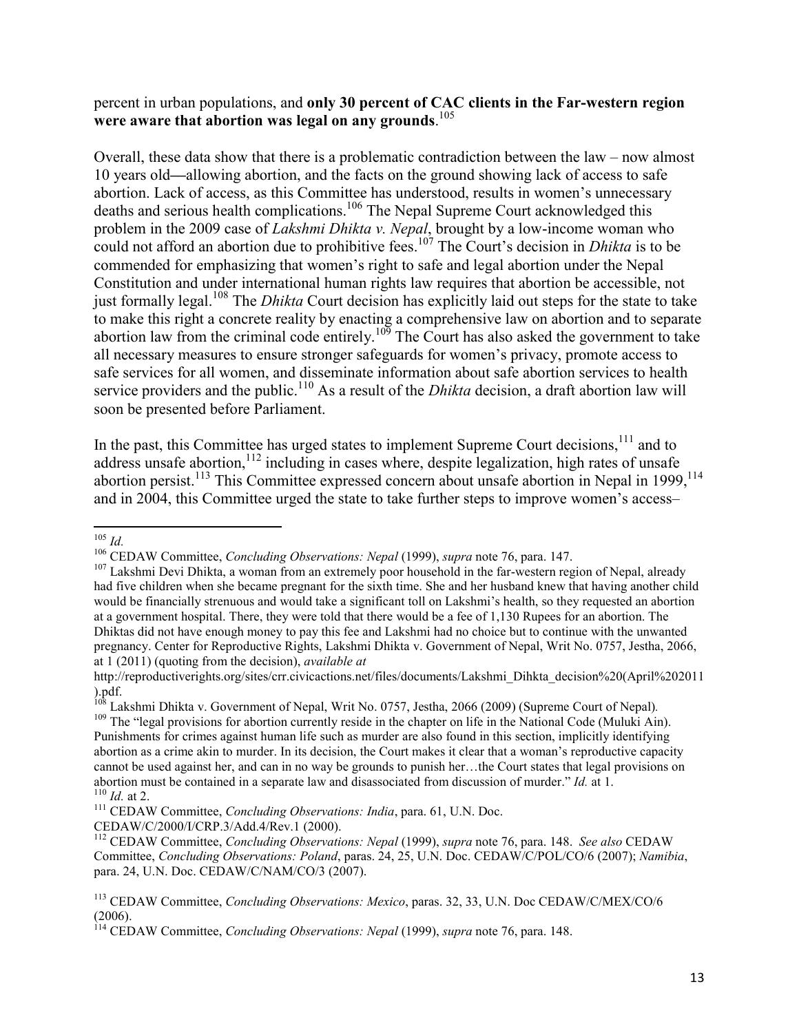percent in urban populations, and **only 30 percent of CAC clients in the Far-western region were aware that abortion was legal on any grounds**.[105]

Overall, these data show that there is a problematic contradiction between the law – now almost 10 years old—allowing abortion, and the facts on the ground showing lack of access to safe abortion. Lack of access, as this Committee has understood, results in women's unnecessary deaths and serious health complications.[106] The Nepal Supreme Court acknowledged this problem in the 2009 case of *Lakshmi Dhikta v. Nepal*, brought by a low-income woman who could not afford an abortion due to prohibitive fees.[107] The Court's decision in *Dhikta* is to be commended for emphasizing that women's right to safe and legal abortion under the Nepal Constitution and under international human rights law requires that abortion be accessible, not just formally legal.[108] The *Dhikta* Court decision has explicitly laid out steps for the state to take to make this right a concrete reality by enacting a comprehensive law on abortion and to separate abortion law from the criminal code entirely.[109] The Court has also asked the government to take all necessary measures to ensure stronger safeguards for women's privacy, promote access to safe services for all women, and disseminate information about safe abortion services to health service providers and the public.[110] As a result of the *Dhikta* decision, a draft abortion law will soon be presented before Parliament.

In the past, this Committee has urged states to implement Supreme Court decisions,[111] and to address unsafe abortion,[112] including in cases where, despite legalization, high rates of unsafe abortion persist.[113] This Committee expressed concern about unsafe abortion in Nepal in 1999,[114] and in 2004, this Committee urged the state to take further steps to improve women's access–

---

[105] *Id.*

[106] CEDAW Committee, *Concluding Observations: Nepal* (1999), *supra* note 76, para. 147.

[107] Lakshmi Devi Dhikta, a woman from an extremely poor household in the far-western region of Nepal, already had five children when she became pregnant for the sixth time. She and her husband knew that having another child would be financially strenuous and would take a significant toll on Lakshmi's health, so they requested an abortion at a government hospital. There, they were told that there would be a fee of 1,130 Rupees for an abortion. The Dhiktas did not have enough money to pay this fee and Lakshmi had no choice but to continue with the unwanted pregnancy. Center for Reproductive Rights, Lakshmi Dhikta v. Government of Nepal, Writ No. 0757, Jestha, 2066, at 1 (2011) (quoting from the decision), *available at* http://reproductiverights.org/sites/crr.civicactions.net/files/documents/Lakshmi_Dihkta_decision%20(April%202011).pdf.

[108] Lakshmi Dhikta v. Government of Nepal, Writ No. 0757, Jestha, 2066 (2009) (Supreme Court of Nepal).

[109] The "legal provisions for abortion currently reside in the chapter on life in the National Code (Muluki Ain). Punishments for crimes against human life such as murder are also found in this section, implicitly identifying abortion as a crime akin to murder. In its decision, the Court makes it clear that a woman's reproductive capacity cannot be used against her, and can in no way be grounds to punish her…the Court states that legal provisions on abortion must be contained in a separate law and disassociated from discussion of murder." *Id.* at 1.

[110] *Id.* at 2.

[111] CEDAW Committee, *Concluding Observations: India*, para. 61, U.N. Doc. CEDAW/C/2000/I/CRP.3/Add.4/Rev.1 (2000).

[112] CEDAW Committee, *Concluding Observations: Nepal* (1999), *supra* note 76, para. 148. *See also* CEDAW Committee, *Concluding Observations: Poland*, paras. 24, 25, U.N. Doc. CEDAW/C/POL/CO/6 (2007); *Namibia*, para. 24, U.N. Doc. CEDAW/C/NAM/CO/3 (2007).

[113] CEDAW Committee, *Concluding Observations: Mexico*, paras. 32, 33, U.N. Doc CEDAW/C/MEX/CO/6 (2006).

[114] CEDAW Committee, *Concluding Observations: Nepal* (1999), *supra* note 76, para. 148.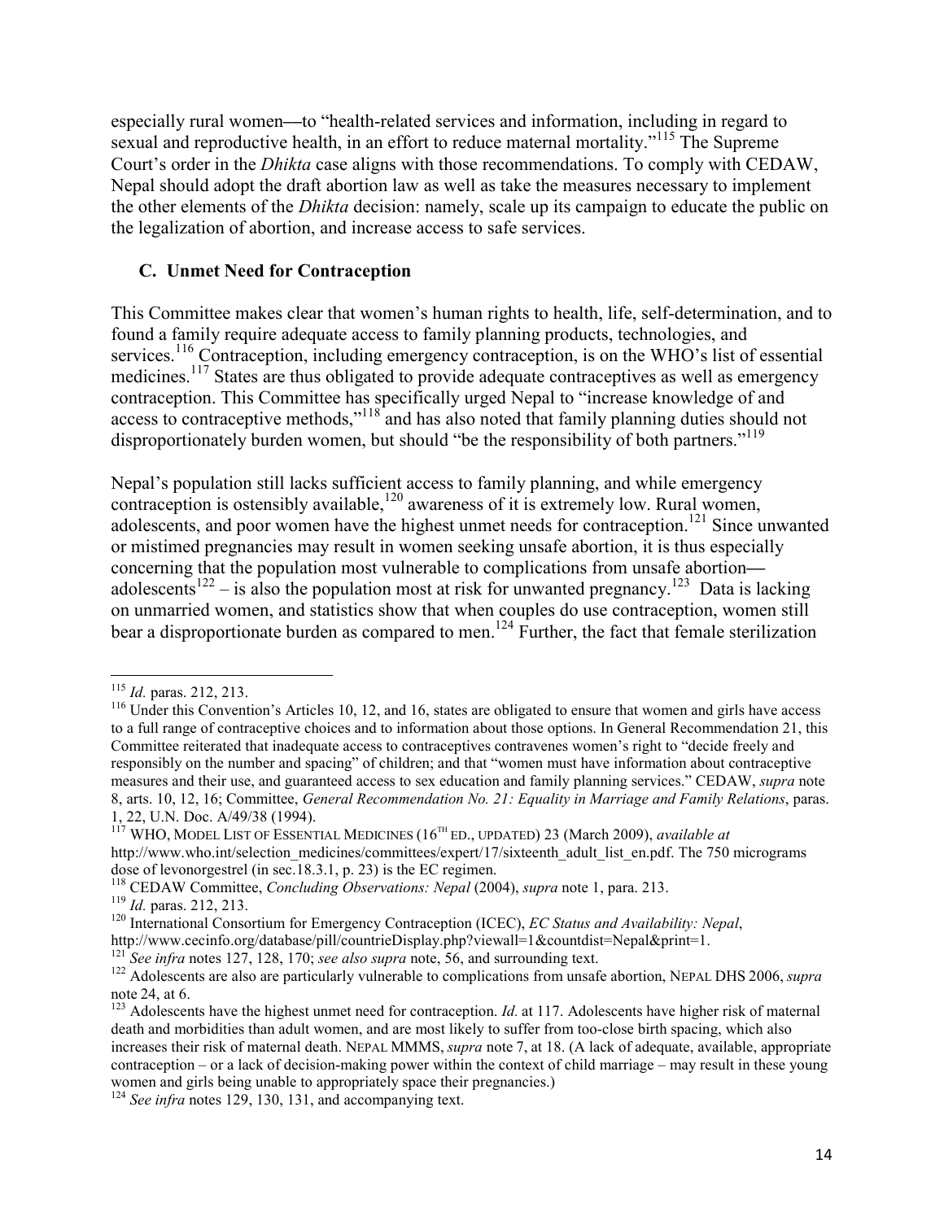especially rural women—to "health-related services and information, including in regard to sexual and reproductive health, in an effort to reduce maternal mortality."[115] The Supreme Court's order in the *Dhikta* case aligns with those recommendations. To comply with CEDAW, Nepal should adopt the draft abortion law as well as take the measures necessary to implement the other elements of the *Dhikta* decision: namely, scale up its campaign to educate the public on the legalization of abortion, and increase access to safe services.

### C. Unmet Need for Contraception

This Committee makes clear that women's human rights to health, life, self-determination, and to found a family require adequate access to family planning products, technologies, and services.[116] Contraception, including emergency contraception, is on the WHO's list of essential medicines.[117] States are thus obligated to provide adequate contraceptives as well as emergency contraception. This Committee has specifically urged Nepal to "increase knowledge of and access to contraceptive methods,"[118] and has also noted that family planning duties should not disproportionately burden women, but should "be the responsibility of both partners."[119]

Nepal's population still lacks sufficient access to family planning, and while emergency contraception is ostensibly available,[120] awareness of it is extremely low. Rural women, adolescents, and poor women have the highest unmet needs for contraception.[121] Since unwanted or mistimed pregnancies may result in women seeking unsafe abortion, it is thus especially concerning that the population most vulnerable to complications from unsafe abortion—adolescents[122] – is also the population most at risk for unwanted pregnancy.[123] Data is lacking on unmarried women, and statistics show that when couples do use contraception, women still bear a disproportionate burden as compared to men.[124] Further, the fact that female sterilization

---

[115] *Id.* paras. 212, 213.

[116] Under this Convention's Articles 10, 12, and 16, states are obligated to ensure that women and girls have access to a full range of contraceptive choices and to information about those options. In General Recommendation 21, this Committee reiterated that inadequate access to contraceptives contravenes women's right to "decide freely and responsibly on the number and spacing" of children; and that "women must have information about contraceptive measures and their use, and guaranteed access to sex education and family planning services." CEDAW, *supra* note 8, arts. 10, 12, 16; Committee, *General Recommendation No. 21: Equality in Marriage and Family Relations*, paras. 1, 22, U.N. Doc. A/49/38 (1994).

[117] WHO, MODEL LIST OF ESSENTIAL MEDICINES (16TH ED., UPDATED) 23 (March 2009), *available at* http://www.who.int/selection_medicines/committees/expert/17/sixteenth_adult_list_en.pdf. The 750 micrograms dose of levonorgestrel (in sec.18.3.1, p. 23) is the EC regimen.

[118] CEDAW Committee, *Concluding Observations: Nepal* (2004), *supra* note 1, para. 213.

[119] *Id.* paras. 212, 213.

[120] International Consortium for Emergency Contraception (ICEC), *EC Status and Availability: Nepal*, http://www.cecinfo.org/database/pill/countrieDisplay.php?viewall=1&countdist=Nepal&print=1.

[121] *See infra* notes 127, 128, 170; *see also supra* note, 56, and surrounding text.

[122] Adolescents are also are particularly vulnerable to complications from unsafe abortion, NEPAL DHS 2006, *supra* note 24, at 6.

[123] Adolescents have the highest unmet need for contraception. *Id.* at 117. Adolescents have higher risk of maternal death and morbidities than adult women, and are most likely to suffer from too-close birth spacing, which also increases their risk of maternal death. NEPAL MMMS, *supra* note 7, at 18. (A lack of adequate, available, appropriate contraception – or a lack of decision-making power within the context of child marriage – may result in these young women and girls being unable to appropriately space their pregnancies.)

[124] *See infra* notes 129, 130, 131, and accompanying text.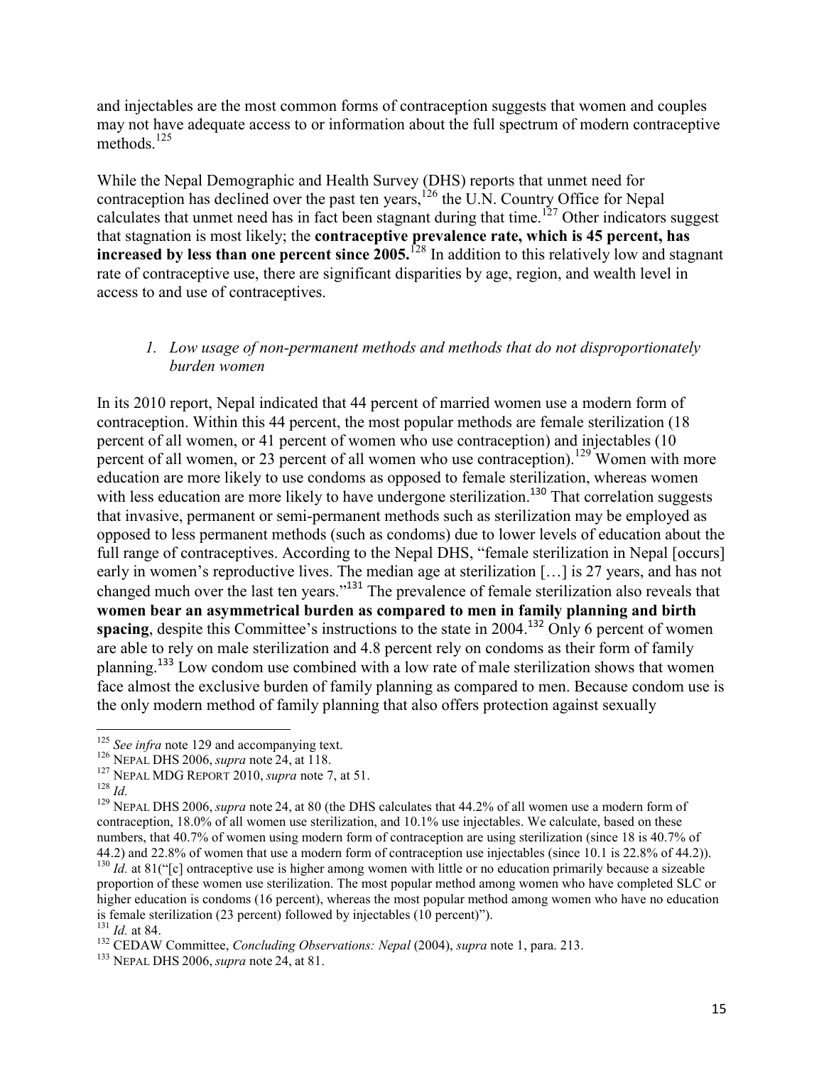and injectables are the most common forms of contraception suggests that women and couples may not have adequate access to or information about the full spectrum of modern contraceptive methods.[125]

While the Nepal Demographic and Health Survey (DHS) reports that unmet need for contraception has declined over the past ten years,[126] the U.N. Country Office for Nepal calculates that unmet need has in fact been stagnant during that time.[127] Other indicators suggest that stagnation is most likely; the **contraceptive prevalence rate, which is 45 percent, has increased by less than one percent since 2005.**[128] In addition to this relatively low and stagnant rate of contraceptive use, there are significant disparities by age, region, and wealth level in access to and use of contraceptives.

### *1. Low usage of non-permanent methods and methods that do not disproportionately burden women*

In its 2010 report, Nepal indicated that 44 percent of married women use a modern form of contraception. Within this 44 percent, the most popular methods are female sterilization (18 percent of all women, or 41 percent of women who use contraception) and injectables (10 percent of all women, or 23 percent of all women who use contraception).[129] Women with more education are more likely to use condoms as opposed to female sterilization, whereas women with less education are more likely to have undergone sterilization.[130] That correlation suggests that invasive, permanent or semi-permanent methods such as sterilization may be employed as opposed to less permanent methods (such as condoms) due to lower levels of education about the full range of contraceptives. According to the Nepal DHS, "female sterilization in Nepal [occurs] early in women's reproductive lives. The median age at sterilization […] is 27 years, and has not changed much over the last ten years."[131] The prevalence of female sterilization also reveals that **women bear an asymmetrical burden as compared to men in family planning and birth spacing**, despite this Committee's instructions to the state in 2004.[132] Only 6 percent of women are able to rely on male sterilization and 4.8 percent rely on condoms as their form of family planning.[133] Low condom use combined with a low rate of male sterilization shows that women face almost the exclusive burden of family planning as compared to men. Because condom use is the only modern method of family planning that also offers protection against sexually

---

[125] *See infra* note 129 and accompanying text.

[126] NEPAL DHS 2006, *supra* note 24, at 118.

[127] NEPAL MDG REPORT 2010, *supra* note 7, at 51.

[128] *Id.*

[129] NEPAL DHS 2006, *supra* note 24, at 80 (the DHS calculates that 44.2% of all women use a modern form of contraception, 18.0% of all women use sterilization, and 10.1% use injectables. We calculate, based on these numbers, that 40.7% of women using modern form of contraception are using sterilization (since 18 is 40.7% of 44.2) and 22.8% of women that use a modern form of contraception use injectables (since 10.1 is 22.8% of 44.2)).

[130] *Id.* at 81("[c] ontraceptive use is higher among women with little or no education primarily because a sizeable proportion of these women use sterilization. The most popular method among women who have completed SLC or higher education is condoms (16 percent), whereas the most popular method among women who have no education is female sterilization (23 percent) followed by injectables (10 percent)").

[131] *Id.* at 84.

[132] CEDAW Committee, *Concluding Observations: Nepal* (2004), *supra* note 1, para. 213.

[133] NEPAL DHS 2006, *supra* note 24, at 81.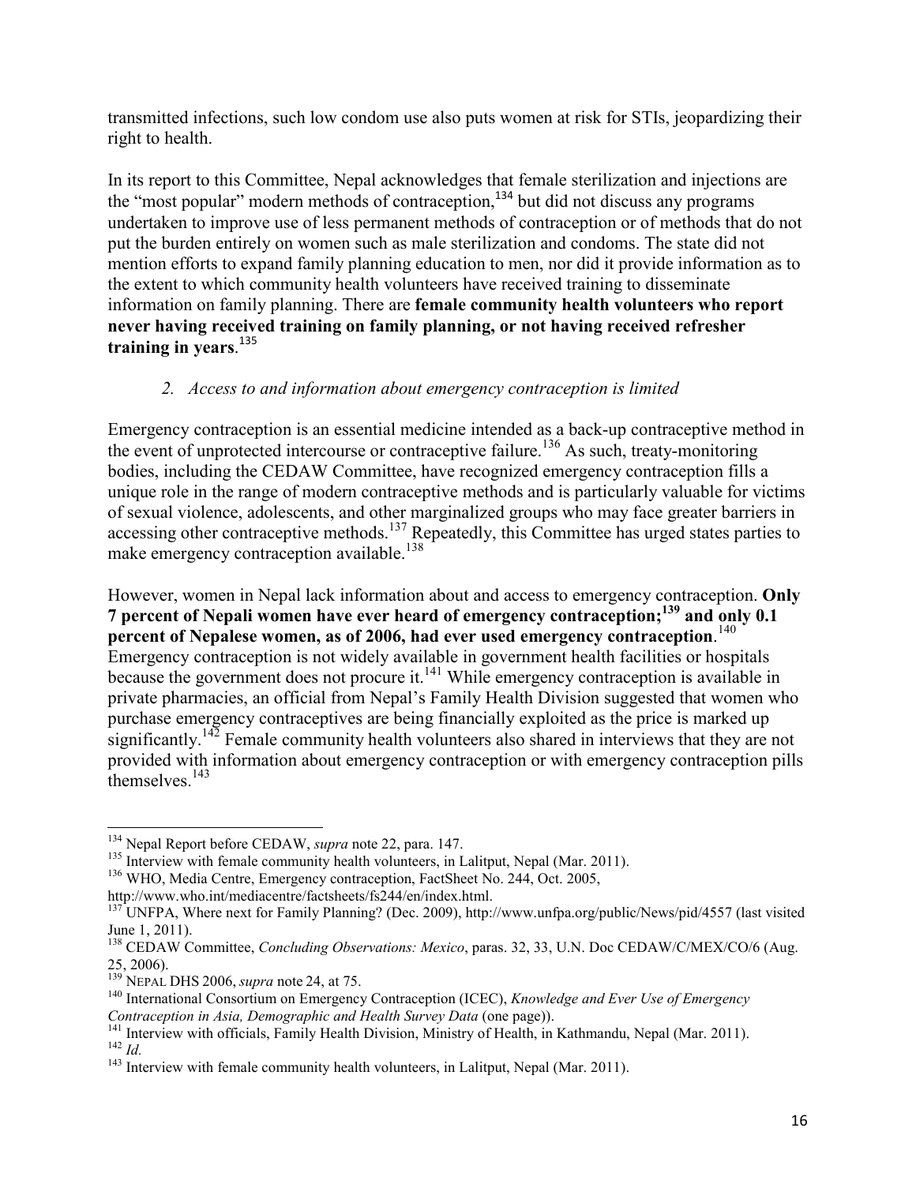transmitted infections, such low condom use also puts women at risk for STIs, jeopardizing their right to health.

In its report to this Committee, Nepal acknowledges that female sterilization and injections are the "most popular" modern methods of contraception,[134] but did not discuss any programs undertaken to improve use of less permanent methods of contraception or of methods that do not put the burden entirely on women such as male sterilization and condoms. The state did not mention efforts to expand family planning education to men, nor did it provide information as to the extent to which community health volunteers have received training to disseminate information on family planning. There are **female community health volunteers who report never having received training on family planning, or not having received refresher training in years**.[135]

*2. Access to and information about emergency contraception is limited*

Emergency contraception is an essential medicine intended as a back-up contraceptive method in the event of unprotected intercourse or contraceptive failure.[136] As such, treaty-monitoring bodies, including the CEDAW Committee, have recognized emergency contraception fills a unique role in the range of modern contraceptive methods and is particularly valuable for victims of sexual violence, adolescents, and other marginalized groups who may face greater barriers in accessing other contraceptive methods.[137] Repeatedly, this Committee has urged states parties to make emergency contraception available.[138]

However, women in Nepal lack information about and access to emergency contraception. **Only 7 percent of Nepali women have ever heard of emergency contraception;[139] and only 0.1 percent of Nepalese women, as of 2006, had ever used emergency contraception**.[140] Emergency contraception is not widely available in government health facilities or hospitals because the government does not procure it.[141] While emergency contraception is available in private pharmacies, an official from Nepal's Family Health Division suggested that women who purchase emergency contraceptives are being financially exploited as the price is marked up significantly.[142] Female community health volunteers also shared in interviews that they are not provided with information about emergency contraception or with emergency contraception pills themselves.[143]

---

[134] Nepal Report before CEDAW, *supra* note 22, para. 147.

[135] Interview with female community health volunteers, in Lalitput, Nepal (Mar. 2011).

[136] WHO, Media Centre, Emergency contraception, FactSheet No. 244, Oct. 2005, http://www.who.int/mediacentre/factsheets/fs244/en/index.html.

[137] UNFPA, Where next for Family Planning? (Dec. 2009), http://www.unfpa.org/public/News/pid/4557 (last visited June 1, 2011).

[138] CEDAW Committee, *Concluding Observations: Mexico*, paras. 32, 33, U.N. Doc CEDAW/C/MEX/CO/6 (Aug. 25, 2006).

[139] NEPAL DHS 2006, *supra* note 24, at 75.

[140] International Consortium on Emergency Contraception (ICEC), *Knowledge and Ever Use of Emergency Contraception in Asia, Demographic and Health Survey Data* (one page)).

[141] Interview with officials, Family Health Division, Ministry of Health, in Kathmandu, Nepal (Mar. 2011).

[142] *Id.*

[143] Interview with female community health volunteers, in Lalitput, Nepal (Mar. 2011).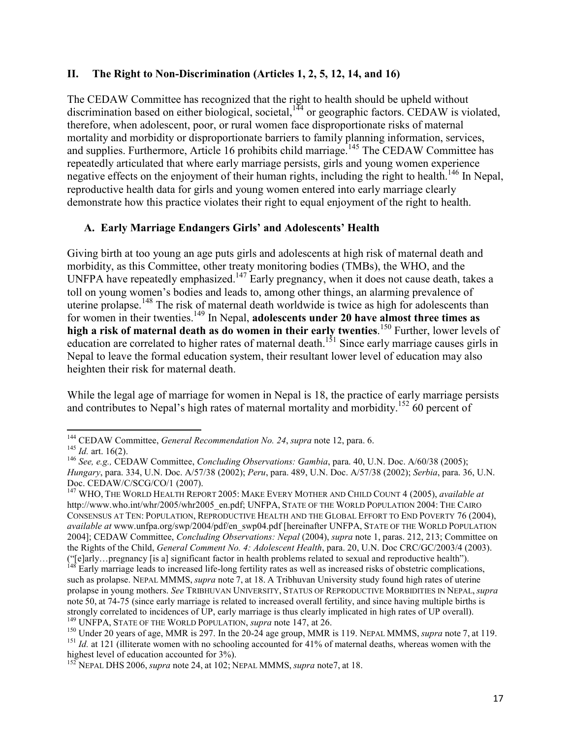## II. The Right to Non-Discrimination (Articles 1, 2, 5, 12, 14, and 16)

The CEDAW Committee has recognized that the right to health should be upheld without discrimination based on either biological, societal,[144] or geographic factors. CEDAW is violated, therefore, when adolescent, poor, or rural women face disproportionate risks of maternal mortality and morbidity or disproportionate barriers to family planning information, services, and supplies. Furthermore, Article 16 prohibits child marriage.[145] The CEDAW Committee has repeatedly articulated that where early marriage persists, girls and young women experience negative effects on the enjoyment of their human rights, including the right to health.[146] In Nepal, reproductive health data for girls and young women entered into early marriage clearly demonstrate how this practice violates their right to equal enjoyment of the right to health.

### A. Early Marriage Endangers Girls' and Adolescents' Health

Giving birth at too young an age puts girls and adolescents at high risk of maternal death and morbidity, as this Committee, other treaty monitoring bodies (TMBs), the WHO, and the UNFPA have repeatedly emphasized.[147] Early pregnancy, when it does not cause death, takes a toll on young women's bodies and leads to, among other things, an alarming prevalence of uterine prolapse.[148] The risk of maternal death worldwide is twice as high for adolescents than for women in their twenties.[149] In Nepal, **adolescents under 20 have almost three times as high a risk of maternal death as do women in their early twenties**.[150] Further, lower levels of education are correlated to higher rates of maternal death.[151] Since early marriage causes girls in Nepal to leave the formal education system, their resultant lower level of education may also heighten their risk for maternal death.

While the legal age of marriage for women in Nepal is 18, the practice of early marriage persists and contributes to Nepal's high rates of maternal mortality and morbidity.[152] 60 percent of

---

[144] CEDAW Committee, *General Recommendation No. 24*, *supra* note 12, para. 6.

[145] *Id.* art. 16(2).

[146] *See, e.g.,* CEDAW Committee, *Concluding Observations: Gambia*, para. 40, U.N. Doc. A/60/38 (2005); *Hungary*, para. 334, U.N. Doc. A/57/38 (2002); *Peru*, para. 489, U.N. Doc. A/57/38 (2002); *Serbia*, para. 36, U.N. Doc. CEDAW/C/SCG/CO/1 (2007).

[147] WHO, THE WORLD HEALTH REPORT 2005: MAKE EVERY MOTHER AND CHILD COUNT 4 (2005), *available at* http://www.who.int/whr/2005/whr2005_en.pdf; UNFPA, STATE OF THE WORLD POPULATION 2004: THE CAIRO CONSENSUS AT TEN: POPULATION, REPRODUCTIVE HEALTH AND THE GLOBAL EFFORT TO END POVERTY 76 (2004), *available at* www.unfpa.org/swp/2004/pdf/en_swp04.pdf [hereinafter UNFPA, STATE OF THE WORLD POPULATION 2004]; CEDAW Committee, *Concluding Observations: Nepal* (2004), *supra* note 1, paras. 212, 213; Committee on the Rights of the Child, *General Comment No. 4: Adolescent Health*, para. 20, U.N. Doc CRC/GC/2003/4 (2003). ("[e]arly…pregnancy [is a] significant factor in health problems related to sexual and reproductive health").

[148] Early marriage leads to increased life-long fertility rates as well as increased risks of obstetric complications, such as prolapse. NEPAL MMMS, *supra* note 7, at 18. A Tribhuvan University study found high rates of uterine prolapse in young mothers. *See* TRIBHUVAN UNIVERSITY, STATUS OF REPRODUCTIVE MORBIDITIES IN NEPAL, *supra* note 50, at 74-75 (since early marriage is related to increased overall fertility, and since having multiple births is strongly correlated to incidences of UP, early marriage is thus clearly implicated in high rates of UP overall).

[149] UNFPA, STATE OF THE WORLD POPULATION, *supra* note 147, at 26.

[150] Under 20 years of age, MMR is 297. In the 20-24 age group, MMR is 119. NEPAL MMMS, *supra* note 7, at 119.

[151] *Id.* at 121 (illiterate women with no schooling accounted for 41% of maternal deaths, whereas women with the highest level of education accounted for 3%).

[152] NEPAL DHS 2006, *supra* note 24, at 102; NEPAL MMMS, *supra* note7, at 18.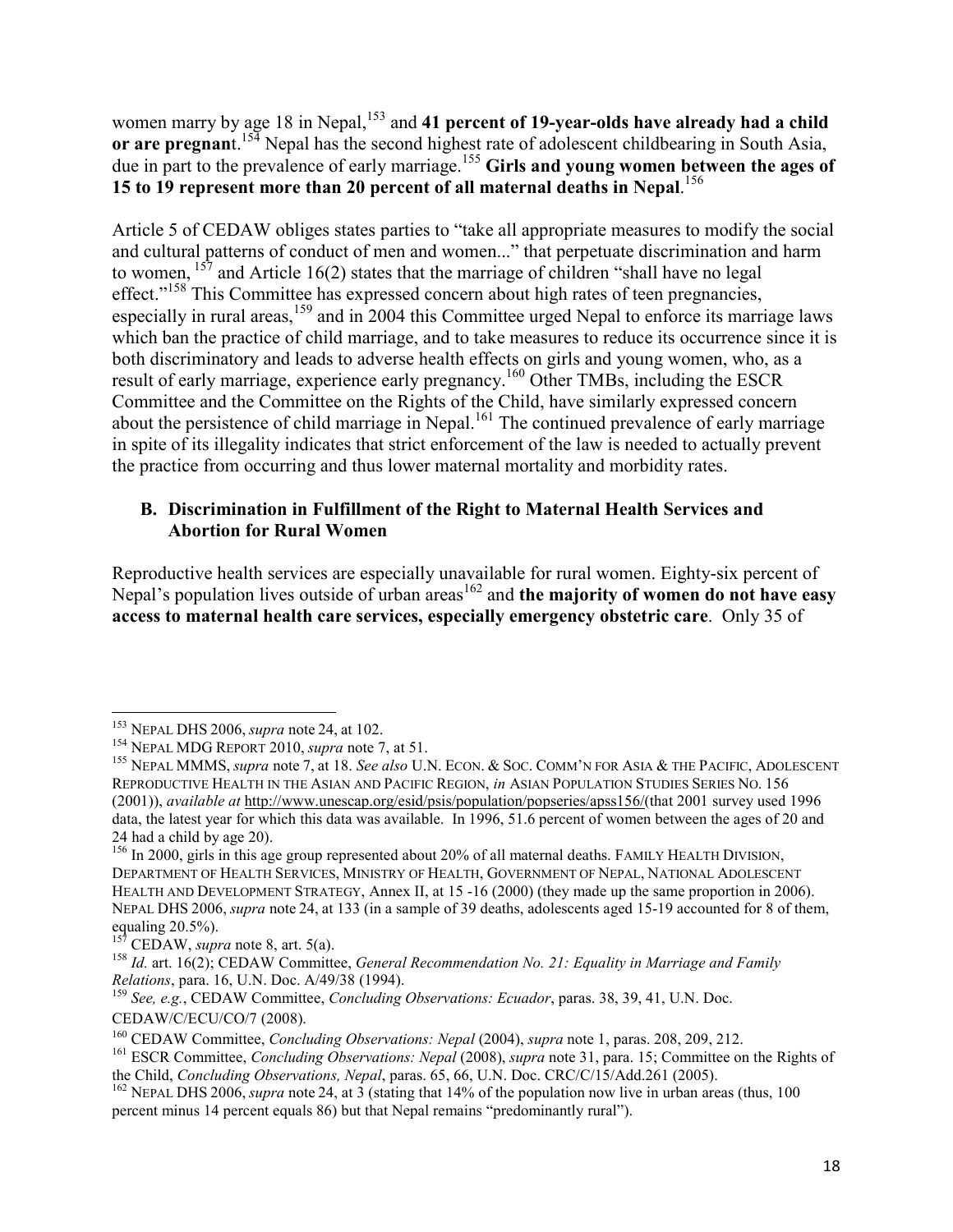women marry by age 18 in Nepal,[153] and **41 percent of 19-year-olds have already had a child or are pregnant**.[154] Nepal has the second highest rate of adolescent childbearing in South Asia, due in part to the prevalence of early marriage.[155] **Girls and young women between the ages of 15 to 19 represent more than 20 percent of all maternal deaths in Nepal**.[156]

Article 5 of CEDAW obliges states parties to "take all appropriate measures to modify the social and cultural patterns of conduct of men and women..." that perpetuate discrimination and harm to women, [157] and Article 16(2) states that the marriage of children "shall have no legal effect."[158] This Committee has expressed concern about high rates of teen pregnancies, especially in rural areas,[159] and in 2004 this Committee urged Nepal to enforce its marriage laws which ban the practice of child marriage, and to take measures to reduce its occurrence since it is both discriminatory and leads to adverse health effects on girls and young women, who, as a result of early marriage, experience early pregnancy.[160] Other TMBs, including the ESCR Committee and the Committee on the Rights of the Child, have similarly expressed concern about the persistence of child marriage in Nepal.[161] The continued prevalence of early marriage in spite of its illegality indicates that strict enforcement of the law is needed to actually prevent the practice from occurring and thus lower maternal mortality and morbidity rates.

### B. Discrimination in Fulfillment of the Right to Maternal Health Services and Abortion for Rural Women

Reproductive health services are especially unavailable for rural women. Eighty-six percent of Nepal's population lives outside of urban areas[162] and **the majority of women do not have easy access to maternal health care services, especially emergency obstetric care**. Only 35 of

---

[153] NEPAL DHS 2006, *supra* note 24, at 102.

[154] NEPAL MDG REPORT 2010, *supra* note 7, at 51.

[155] NEPAL MMMS, *supra* note 7, at 18. *See also* U.N. ECON. & SOC. COMM'N FOR ASIA & THE PACIFIC, ADOLESCENT REPRODUCTIVE HEALTH IN THE ASIAN AND PACIFIC REGION, *in* ASIAN POPULATION STUDIES SERIES NO. 156 (2001)), *available at* http://www.unescap.org/esid/psis/population/popseries/apss156/(that 2001 survey used 1996 data, the latest year for which this data was available. In 1996, 51.6 percent of women between the ages of 20 and 24 had a child by age 20).

[156] In 2000, girls in this age group represented about 20% of all maternal deaths. FAMILY HEALTH DIVISION, DEPARTMENT OF HEALTH SERVICES, MINISTRY OF HEALTH, GOVERNMENT OF NEPAL, NATIONAL ADOLESCENT HEALTH AND DEVELOPMENT STRATEGY, Annex II, at 15 -16 (2000) (they made up the same proportion in 2006). NEPAL DHS 2006, *supra* note 24, at 133 (in a sample of 39 deaths, adolescents aged 15-19 accounted for 8 of them, equaling 20.5%).

[157] CEDAW, *supra* note 8, art. 5(a).

[158] *Id.* art. 16(2); CEDAW Committee, *General Recommendation No. 21: Equality in Marriage and Family Relations*, para. 16, U.N. Doc. A/49/38 (1994).

[159] *See, e.g.*, CEDAW Committee, *Concluding Observations: Ecuador*, paras. 38, 39, 41, U.N. Doc. CEDAW/C/ECU/CO/7 (2008).

[160] CEDAW Committee, *Concluding Observations: Nepal* (2004), *supra* note 1, paras. 208, 209, 212.

[161] ESCR Committee, *Concluding Observations: Nepal* (2008), *supra* note 31, para. 15; Committee on the Rights of the Child, *Concluding Observations, Nepal*, paras. 65, 66, U.N. Doc. CRC/C/15/Add.261 (2005).

[162] NEPAL DHS 2006, *supra* note 24, at 3 (stating that 14% of the population now live in urban areas (thus, 100 percent minus 14 percent equals 86) but that Nepal remains "predominantly rural").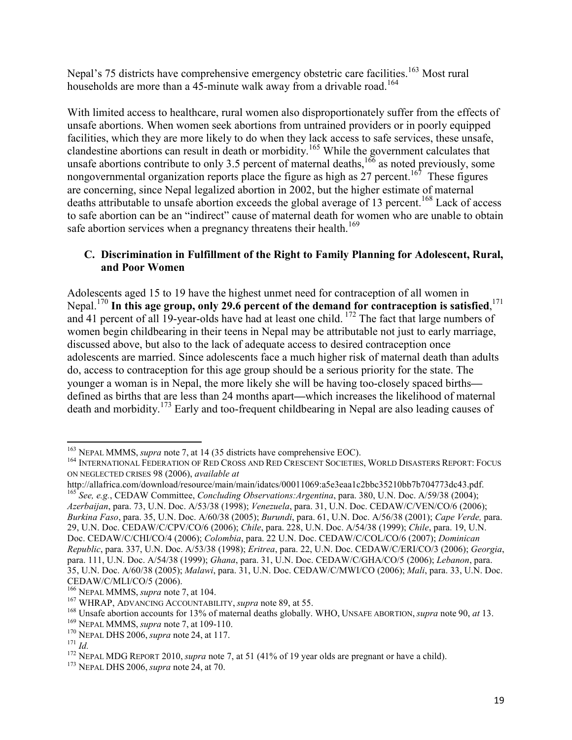Nepal's 75 districts have comprehensive emergency obstetric care facilities.[163] Most rural households are more than a 45-minute walk away from a drivable road.[164]

With limited access to healthcare, rural women also disproportionately suffer from the effects of unsafe abortions. When women seek abortions from untrained providers or in poorly equipped facilities, which they are more likely to do when they lack access to safe services, these unsafe, clandestine abortions can result in death or morbidity.[165] While the government calculates that unsafe abortions contribute to only 3.5 percent of maternal deaths,[166] as noted previously, some nongovernmental organization reports place the figure as high as 27 percent.[167] These figures are concerning, since Nepal legalized abortion in 2002, but the higher estimate of maternal deaths attributable to unsafe abortion exceeds the global average of 13 percent.[168] Lack of access to safe abortion can be an "indirect" cause of maternal death for women who are unable to obtain safe abortion services when a pregnancy threatens their health.[169]

### C. Discrimination in Fulfillment of the Right to Family Planning for Adolescent, Rural, and Poor Women

Adolescents aged 15 to 19 have the highest unmet need for contraception of all women in Nepal.[170] **In this age group, only 29.6 percent of the demand for contraception is satisfied**,[171] and 41 percent of all 19-year-olds have had at least one child.[172] The fact that large numbers of women begin childbearing in their teens in Nepal may be attributable not just to early marriage, discussed above, but also to the lack of adequate access to desired contraception once adolescents are married. Since adolescents face a much higher risk of maternal death than adults do, access to contraception for this age group should be a serious priority for the state. The younger a woman is in Nepal, the more likely she will be having too-closely spaced births—defined as births that are less than 24 months apart—which increases the likelihood of maternal death and morbidity.[173] Early and too-frequent childbearing in Nepal are also leading causes of

---

[163] NEPAL MMMS, *supra* note 7, at 14 (35 districts have comprehensive EOC).

[164] INTERNATIONAL FEDERATION OF RED CROSS AND RED CRESCENT SOCIETIES, WORLD DISASTERS REPORT: FOCUS ON NEGLECTED CRISES 98 (2006), *available at* http://allafrica.com/download/resource/main/main/idatcs/00011069:a5e3eaa1c2bbc35210bb7b704773dc43.pdf.

[165] *See, e.g.*, CEDAW Committee, *Concluding Observations:Argentina*, para. 380, U.N. Doc. A/59/38 (2004); *Azerbaijan*, para. 73, U.N. Doc. A/53/38 (1998); *Venezuela*, para. 31, U.N. Doc. CEDAW/C/VEN/CO/6 (2006); *Burkina Faso*, para. 35, U.N. Doc. A/60/38 (2005); *Burundi*, para. 61, U.N. Doc. A/56/38 (2001); *Cape Verde,* para. 29, U.N. Doc. CEDAW/C/CPV/CO/6 (2006); *Chile*, para. 228, U.N. Doc. A/54/38 (1999); *Chile*, para. 19, U.N. Doc. CEDAW/C/CHI/CO/4 (2006); *Colombia*, para. 22 U.N. Doc. CEDAW/C/COL/CO/6 (2007); *Dominican Republic*, para. 337, U.N. Doc. A/53/38 (1998); *Eritrea*, para. 22, U.N. Doc. CEDAW/C/ERI/CO/3 (2006); *Georgia*, para. 111, U.N. Doc. A/54/38 (1999); *Ghana*, para. 31, U.N. Doc. CEDAW/C/GHA/CO/5 (2006); *Lebanon*, para. 35, U.N. Doc. A/60/38 (2005); *Malawi*, para. 31, U.N. Doc. CEDAW/C/MWI/CO (2006); *Mali*, para. 33, U.N. Doc. CEDAW/C/MLI/CO/5 (2006).

[166] NEPAL MMMS, *supra* note 7, at 104.

[167] WHRAP, ADVANCING ACCOUNTABILITY, *supra* note 89, at 55.

[168] Unsafe abortion accounts for 13% of maternal deaths globally. WHO, UNSAFE ABORTION, *supra* note 90, *at* 13.

[169] NEPAL MMMS, *supra* note 7, at 109-110.

[170] NEPAL DHS 2006, *supra* note 24, at 117.

[171] *Id.*

[172] NEPAL MDG REPORT 2010, *supra* note 7, at 51 (41% of 19 year olds are pregnant or have a child).

[173] NEPAL DHS 2006, *supra* note 24, at 70.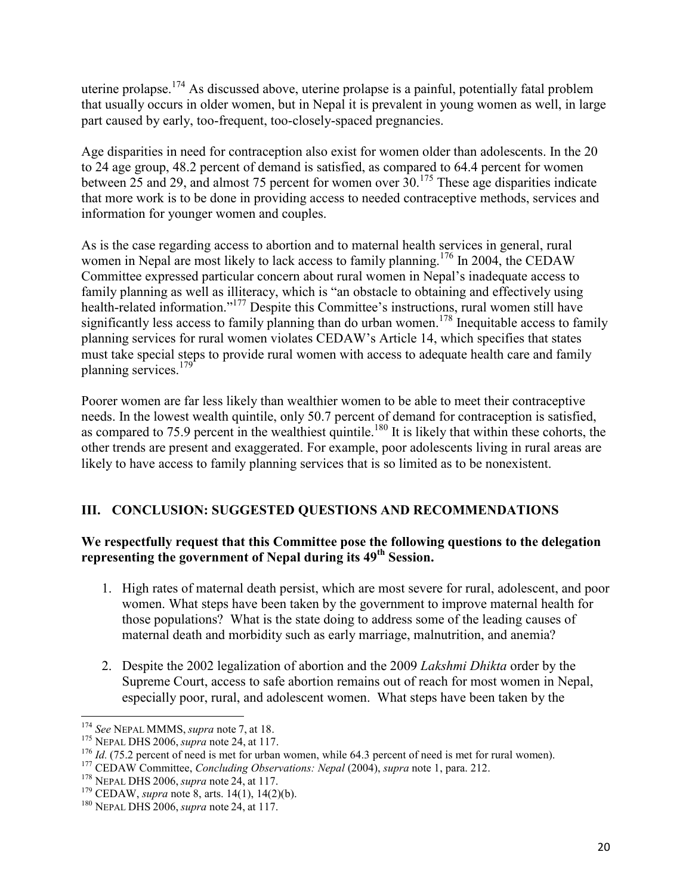uterine prolapse.[174] As discussed above, uterine prolapse is a painful, potentially fatal problem that usually occurs in older women, but in Nepal it is prevalent in young women as well, in large part caused by early, too-frequent, too-closely-spaced pregnancies.

Age disparities in need for contraception also exist for women older than adolescents. In the 20 to 24 age group, 48.2 percent of demand is satisfied, as compared to 64.4 percent for women between 25 and 29, and almost 75 percent for women over 30.[175] These age disparities indicate that more work is to be done in providing access to needed contraceptive methods, services and information for younger women and couples.

As is the case regarding access to abortion and to maternal health services in general, rural women in Nepal are most likely to lack access to family planning.[176] In 2004, the CEDAW Committee expressed particular concern about rural women in Nepal's inadequate access to family planning as well as illiteracy, which is "an obstacle to obtaining and effectively using health-related information."[177] Despite this Committee's instructions, rural women still have significantly less access to family planning than do urban women.[178] Inequitable access to family planning services for rural women violates CEDAW's Article 14, which specifies that states must take special steps to provide rural women with access to adequate health care and family planning services.[179]

Poorer women are far less likely than wealthier women to be able to meet their contraceptive needs. In the lowest wealth quintile, only 50.7 percent of demand for contraception is satisfied, as compared to 75.9 percent in the wealthiest quintile.[180] It is likely that within these cohorts, the other trends are present and exaggerated. For example, poor adolescents living in rural areas are likely to have access to family planning services that is so limited as to be nonexistent.

## III. CONCLUSION: SUGGESTED QUESTIONS AND RECOMMENDATIONS

**We respectfully request that this Committee pose the following questions to the delegation representing the government of Nepal during its 49th Session.**

1. High rates of maternal death persist, which are most severe for rural, adolescent, and poor women. What steps have been taken by the government to improve maternal health for those populations? What is the state doing to address some of the leading causes of maternal death and morbidity such as early marriage, malnutrition, and anemia?

2. Despite the 2002 legalization of abortion and the 2009 *Lakshmi Dhikta* order by the Supreme Court, access to safe abortion remains out of reach for most women in Nepal, especially poor, rural, and adolescent women. What steps have been taken by the

---

[174] *See* NEPAL MMMS, *supra* note 7, at 18.

[175] NEPAL DHS 2006, *supra* note 24, at 117.

[176] *Id.* (75.2 percent of need is met for urban women, while 64.3 percent of need is met for rural women).

[177] CEDAW Committee, *Concluding Observations: Nepal* (2004), *supra* note 1, para. 212.

[178] NEPAL DHS 2006, *supra* note 24, at 117.

[179] CEDAW, *supra* note 8, arts. 14(1), 14(2)(b).

[180] NEPAL DHS 2006, *supra* note 24, at 117.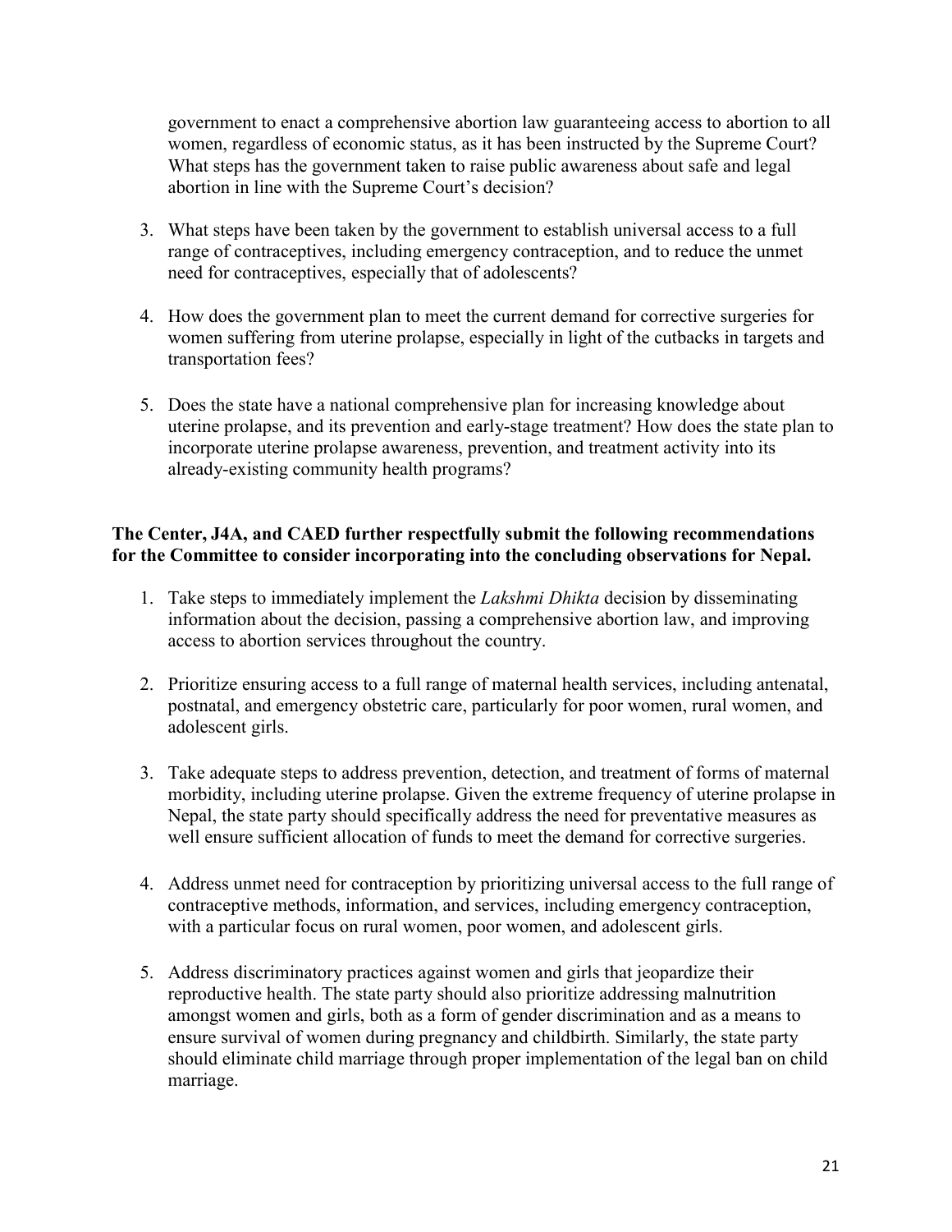government to enact a comprehensive abortion law guaranteeing access to abortion to all women, regardless of economic status, as it has been instructed by the Supreme Court? What steps has the government taken to raise public awareness about safe and legal abortion in line with the Supreme Court's decision?

3. What steps have been taken by the government to establish universal access to a full range of contraceptives, including emergency contraception, and to reduce the unmet need for contraceptives, especially that of adolescents?

4. How does the government plan to meet the current demand for corrective surgeries for women suffering from uterine prolapse, especially in light of the cutbacks in targets and transportation fees?

5. Does the state have a national comprehensive plan for increasing knowledge about uterine prolapse, and its prevention and early-stage treatment? How does the state plan to incorporate uterine prolapse awareness, prevention, and treatment activity into its already-existing community health programs?

**The Center, J4A, and CAED further respectfully submit the following recommendations for the Committee to consider incorporating into the concluding observations for Nepal.**

1. Take steps to immediately implement the *Lakshmi Dhikta* decision by disseminating information about the decision, passing a comprehensive abortion law, and improving access to abortion services throughout the country.

2. Prioritize ensuring access to a full range of maternal health services, including antenatal, postnatal, and emergency obstetric care, particularly for poor women, rural women, and adolescent girls.

3. Take adequate steps to address prevention, detection, and treatment of forms of maternal morbidity, including uterine prolapse. Given the extreme frequency of uterine prolapse in Nepal, the state party should specifically address the need for preventative measures as well ensure sufficient allocation of funds to meet the demand for corrective surgeries.

4. Address unmet need for contraception by prioritizing universal access to the full range of contraceptive methods, information, and services, including emergency contraception, with a particular focus on rural women, poor women, and adolescent girls.

5. Address discriminatory practices against women and girls that jeopardize their reproductive health. The state party should also prioritize addressing malnutrition amongst women and girls, both as a form of gender discrimination and as a means to ensure survival of women during pregnancy and childbirth. Similarly, the state party should eliminate child marriage through proper implementation of the legal ban on child marriage.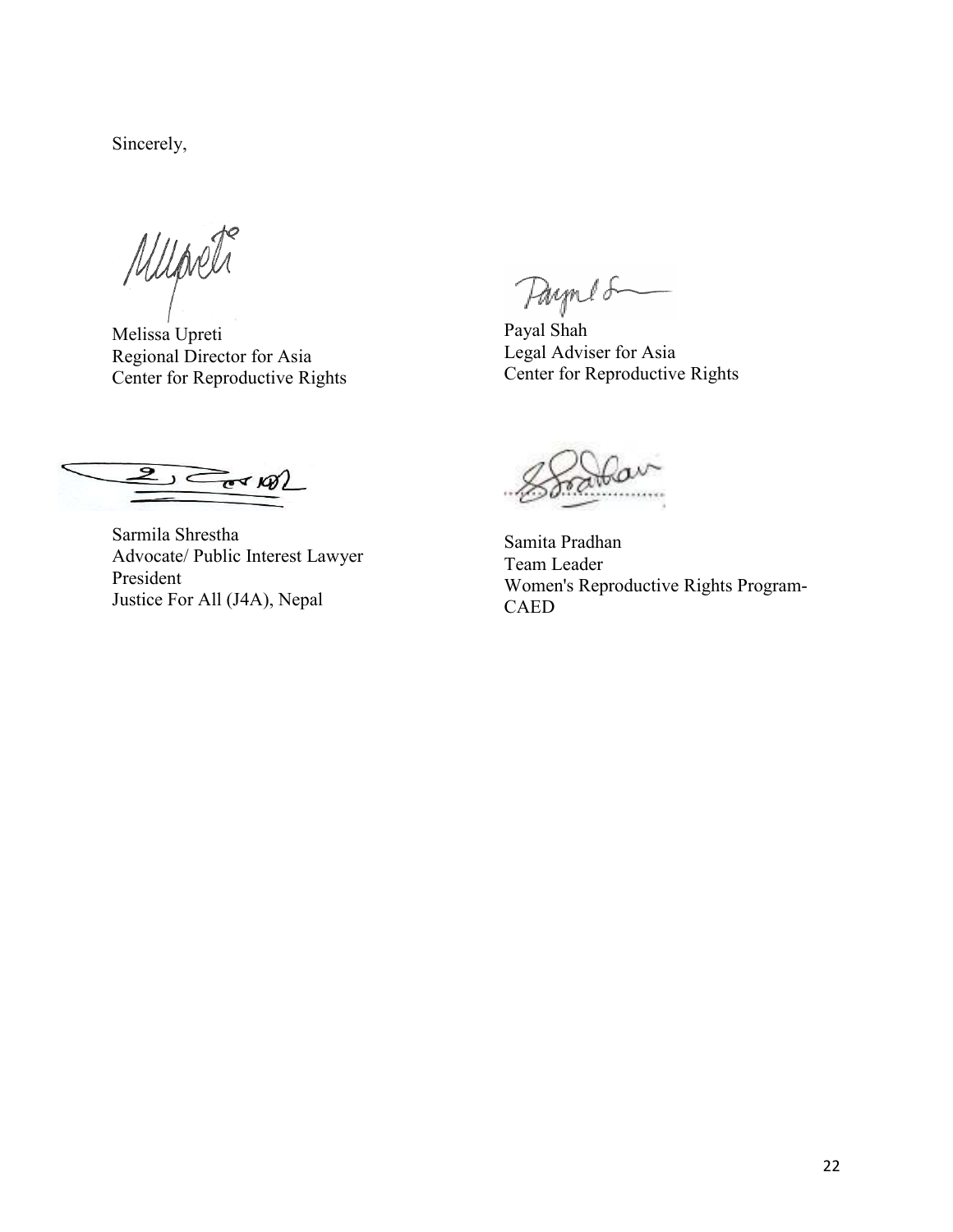Sincerely,

Melissa Upreti
Regional Director for Asia
Center for Reproductive Rights

Payal Shah
Legal Adviser for Asia
Center for Reproductive Rights

Sarmila Shrestha
Advocate/ Public Interest Lawyer
President
Justice For All (J4A), Nepal

Samita Pradhan
Team Leader
Women's Reproductive Rights Program-
CAED